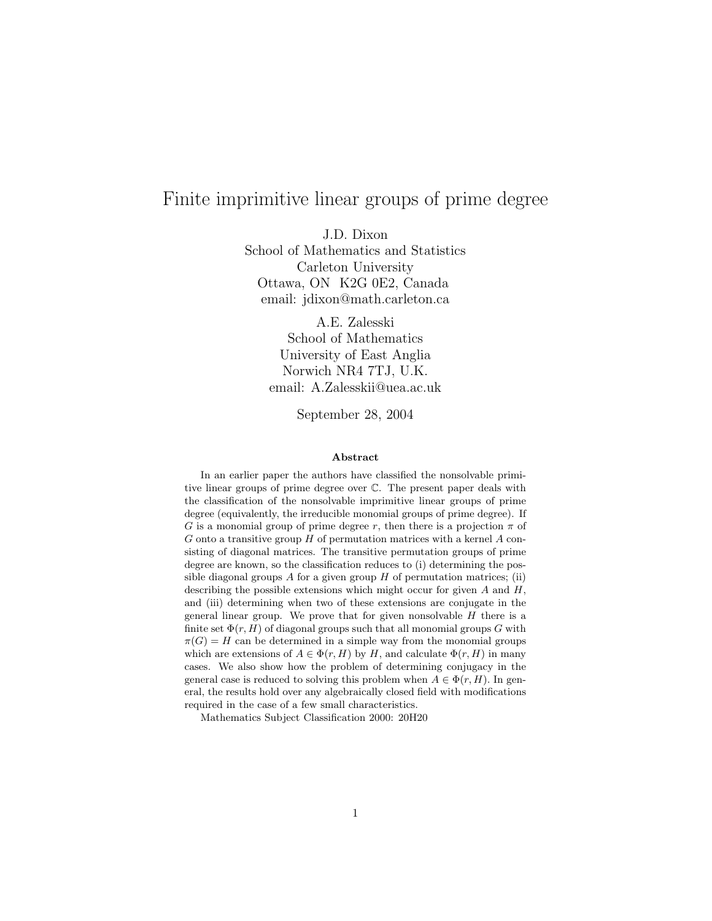# Finite imprimitive linear groups of prime degree

J.D. Dixon
School of Mathematics and Statistics
Carleton University
Ottawa, ON K2G 0E2, Canada
email: jdixon@math.carleton.ca

A.E. Zalesski
School of Mathematics
University of East Anglia
Norwich NR4 7TJ, U.K.
email: A.Zalesskii@uea.ac.uk

September 28, 2004

### Abstract

In an earlier paper the authors have classified the nonsolvable primitive linear groups of prime degree over $\mathbb{C}$. The present paper deals with the classification of the nonsolvable imprimitive linear groups of prime degree (equivalently, the irreducible monomial groups of prime degree). If $G$ is a monomial group of prime degree $r$, then there is a projection $\pi$ of $G$ onto a transitive group $H$ of permutation matrices with a kernel $A$ consisting of diagonal matrices. The transitive permutation groups of prime degree are known, so the classification reduces to (i) determining the possible diagonal groups $A$ for a given group $H$ of permutation matrices; (ii) describing the possible extensions which might occur for given $A$ and $H$, and (iii) determining when two of these extensions are conjugate in the general linear group. We prove that for given nonsolvable $H$ there is a finite set $\Phi(r, H)$ of diagonal groups such that all monomial groups $G$ with $\pi(G) = H$ can be determined in a simple way from the monomial groups which are extensions of $A \in \Phi(r, H)$ by $H$, and calculate $\Phi(r, H)$ in many cases. We also show how the problem of determining conjugacy in the general case is reduced to solving this problem when $A \in \Phi(r, H)$. In general, the results hold over any algebraically closed field with modifications required in the case of a few small characteristics.

Mathematics Subject Classification 2000: 20H20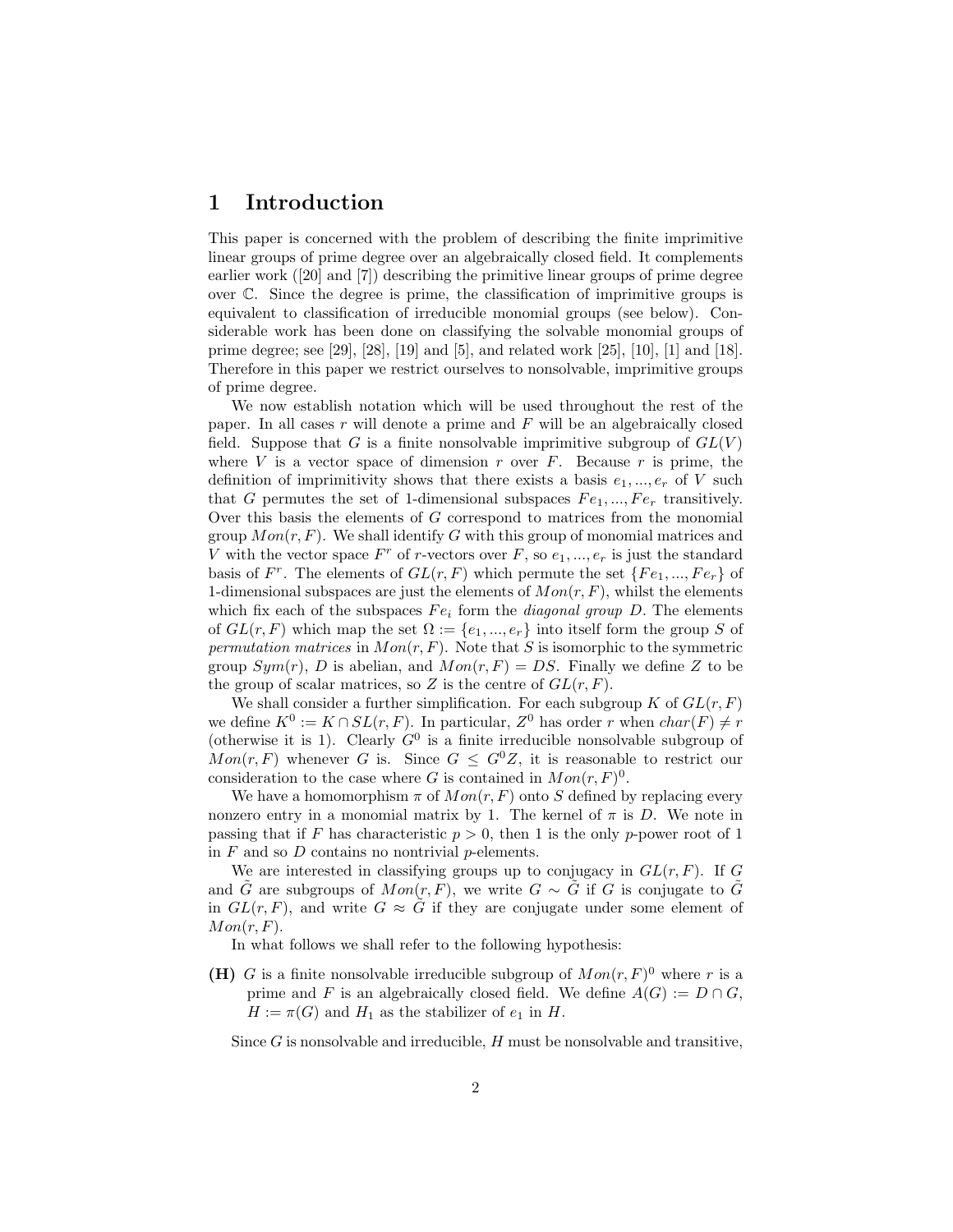# 1 Introduction

This paper is concerned with the problem of describing the finite imprimitive linear groups of prime degree over an algebraically closed field. It complements earlier work ([20] and [7]) describing the primitive linear groups of prime degree over $\mathbb{C}$. Since the degree is prime, the classification of imprimitive groups is equivalent to classification of irreducible monomial groups (see below). Considerable work has been done on classifying the solvable monomial groups of prime degree; see [29], [28], [19] and [5], and related work [25], [10], [1] and [18]. Therefore in this paper we restrict ourselves to nonsolvable, imprimitive groups of prime degree.

We now establish notation which will be used throughout the rest of the paper. In all cases $r$ will denote a prime and $F$ will be an algebraically closed field. Suppose that $G$ is a finite nonsolvable imprimitive subgroup of $GL(V)$ where $V$ is a vector space of dimension $r$ over $F$. Because $r$ is prime, the definition of imprimitivity shows that there exists a basis $e_1, ..., e_r$ of $V$ such that $G$ permutes the set of 1-dimensional subspaces $Fe_1, ..., Fe_r$ transitively. Over this basis the elements of $G$ correspond to matrices from the monomial group $Mon(r, F)$. We shall identify $G$ with this group of monomial matrices and $V$ with the vector space $F^r$ of $r$-vectors over $F$, so $e_1, ..., e_r$ is just the standard basis of $F^r$. The elements of $GL(r, F)$ which permute the set $\{Fe_1, ..., Fe_r\}$ of 1-dimensional subspaces are just the elements of $Mon(r, F)$, whilst the elements which fix each of the subspaces $Fe_i$ form the *diagonal group* $D$. The elements of $GL(r, F)$ which map the set $\Omega := \{e_1, ..., e_r\}$ into itself form the group $S$ of *permutation matrices* in $Mon(r, F)$. Note that $S$ is isomorphic to the symmetric group $Sym(r)$, $D$ is abelian, and $Mon(r, F) = DS$. Finally we define $Z$ to be the group of scalar matrices, so $Z$ is the centre of $GL(r, F)$.

We shall consider a further simplification. For each subgroup $K$ of $GL(r, F)$ we define $K^0 := K \cap SL(r, F)$. In particular, $Z^0$ has order $r$ when $char(F) \neq r$ (otherwise it is 1). Clearly $G^0$ is a finite irreducible nonsolvable subgroup of $Mon(r, F)$ whenever $G$ is. Since $G \leq G^0 Z$, it is reasonable to restrict our consideration to the case where $G$ is contained in $Mon(r, F)^0$.

We have a homomorphism $\pi$ of $Mon(r, F)$ onto $S$ defined by replacing every nonzero entry in a monomial matrix by 1. The kernel of $\pi$ is $D$. We note in passing that if $F$ has characteristic $p > 0$, then 1 is the only $p$-power root of 1 in $F$ and so $D$ contains no nontrivial $p$-elements.

We are interested in classifying groups up to conjugacy in $GL(r, F)$. If $G$ and $\tilde{G}$ are subgroups of $Mon(r, F)$, we write $G \sim \tilde{G}$ if $G$ is conjugate to $\tilde{G}$ in $GL(r, F)$, and write $G \approx \tilde{G}$ if they are conjugate under some element of $Mon(r, F)$.

In what follows we shall refer to the following hypothesis:

**(H)** $G$ is a finite nonsolvable irreducible subgroup of $Mon(r, F)^0$ where $r$ is a prime and $F$ is an algebraically closed field. We define $A(G) := D \cap G$, $H := \pi(G)$ and $H_1$ as the stabilizer of $e_1$ in $H$.

Since $G$ is nonsolvable and irreducible, $H$ must be nonsolvable and transitive,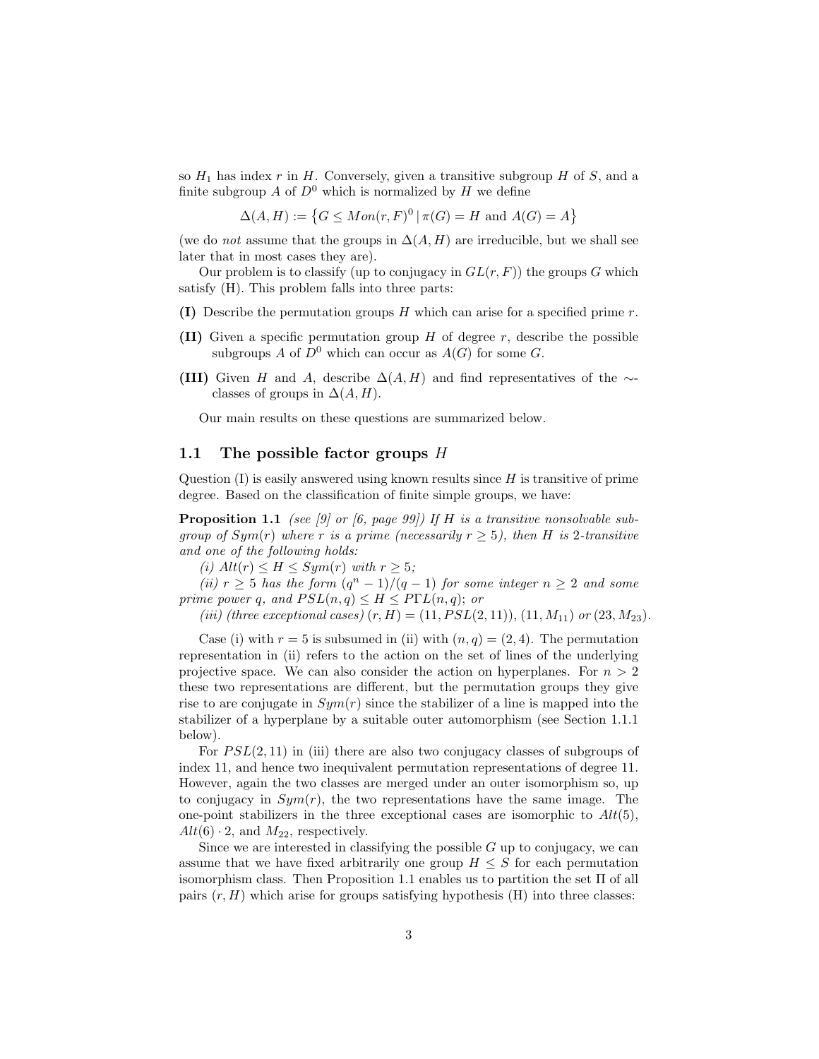so $H_1$ has index $r$ in $H$. Conversely, given a transitive subgroup $H$ of $S$, and a finite subgroup $A$ of $D^0$ which is normalized by $H$ we define

$$\Delta(A,H) := \left\{G \leq Mon(r,F)^0 \mid \pi(G) = H \text{ and } A(G) = A\right\}$$

(we do *not* assume that the groups in $\Delta(A,H)$ are irreducible, but we shall see later that in most cases they are).

Our problem is to classify (up to conjugacy in $GL(r,F)$) the groups $G$ which satisfy (H). This problem falls into three parts:

**(I)** Describe the permutation groups $H$ which can arise for a specified prime $r$.

**(II)** Given a specific permutation group $H$ of degree $r$, describe the possible subgroups $A$ of $D^0$ which can occur as $A(G)$ for some $G$.

**(III)** Given $H$ and $A$, describe $\Delta(A,H)$ and find representatives of the $\sim$-classes of groups in $\Delta(A,H)$.

Our main results on these questions are summarized below.

## 1.1 The possible factor groups $H$

Question (I) is easily answered using known results since $H$ is transitive of prime degree. Based on the classification of finite simple groups, we have:

**Proposition 1.1** *(see [9] or [6, page 99]) If $H$ is a transitive nonsolvable subgroup of $Sym(r)$ where $r$ is a prime (necessarily $r \geq 5$), then $H$ is 2-transitive and one of the following holds:*

*(i) $Alt(r) \leq H \leq Sym(r)$ with $r \geq 5$;*

*(ii) $r \geq 5$ has the form $(q^n - 1)/(q-1)$ for some integer $n \geq 2$ and some prime power $q$, and $PSL(n,q) \leq H \leq P\Gamma L(n,q)$; or*

*(iii) (three exceptional cases) $(r,H) = (11, PSL(2,11))$, $(11, M_{11})$ or $(23, M_{23})$.*

Case (i) with $r = 5$ is subsumed in (ii) with $(n,q) = (2,4)$. The permutation representation in (ii) refers to the action on the set of lines of the underlying projective space. We can also consider the action on hyperplanes. For $n > 2$ these two representations are different, but the permutation groups they give rise to are conjugate in $Sym(r)$ since the stabilizer of a line is mapped into the stabilizer of a hyperplane by a suitable outer automorphism (see Section 1.1.1 below).

For $PSL(2,11)$ in (iii) there are also two conjugacy classes of subgroups of index 11, and hence two inequivalent permutation representations of degree 11. However, again the two classes are merged under an outer isomorphism so, up to conjugacy in $Sym(r)$, the two representations have the same image. The one-point stabilizers in the three exceptional cases are isomorphic to $Alt(5)$, $Alt(6) \cdot 2$, and $M_{22}$, respectively.

Since we are interested in classifying the possible $G$ up to conjugacy, we can assume that we have fixed arbitrarily one group $H \leq S$ for each permutation isomorphism class. Then Proposition 1.1 enables us to partition the set $\Pi$ of all pairs $(r,H)$ which arise for groups satisfying hypothesis (H) into three classes: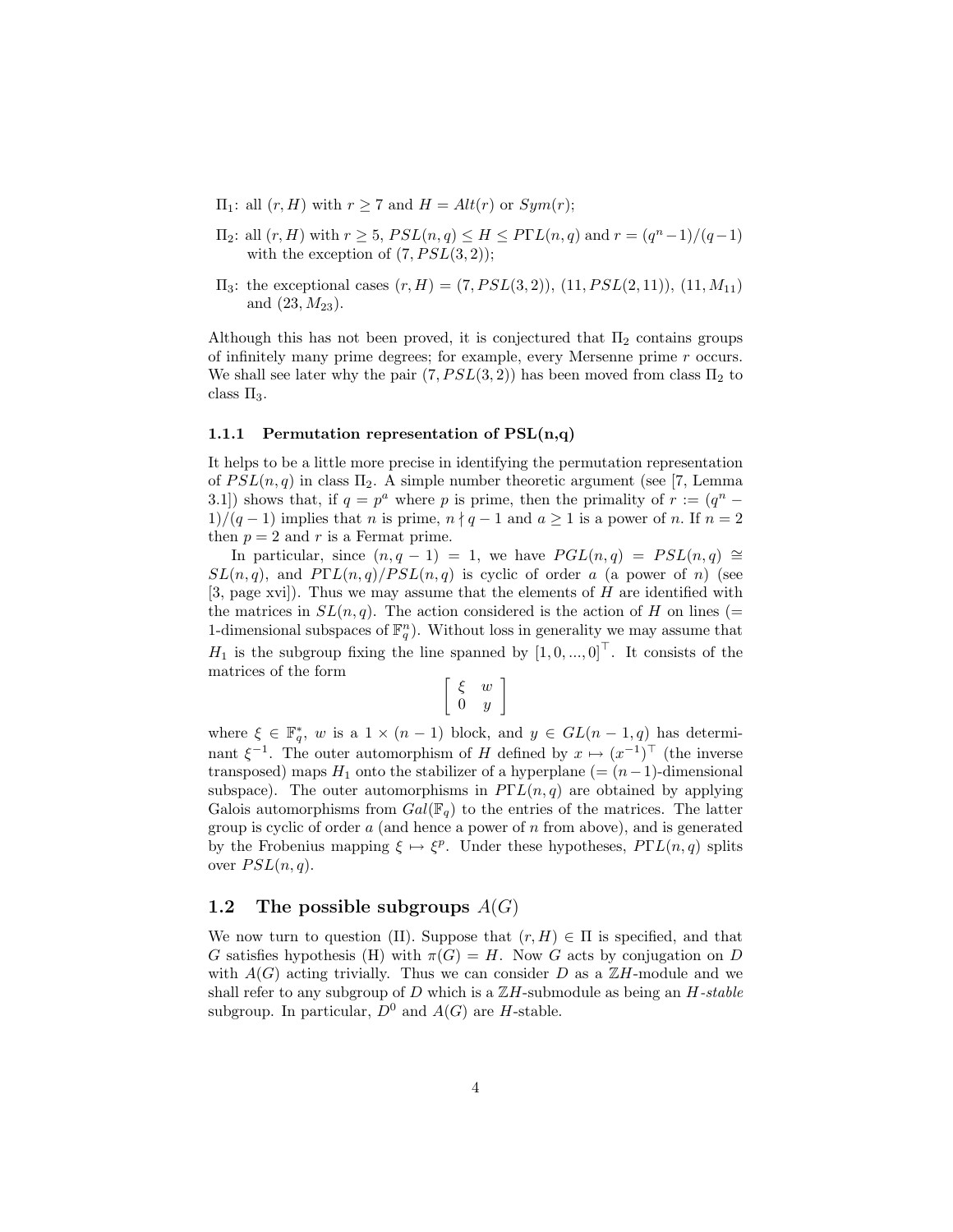- $\Pi_1$: all $(r, H)$ with $r \geq 7$ and $H = Alt(r)$ or $Sym(r)$;
- $\Pi_2$: all $(r, H)$ with $r \geq 5$, $PSL(n, q) \leq H \leq P\Gamma L(n, q)$ and $r = (q^n - 1)/(q - 1)$ with the exception of $(7, PSL(3, 2))$;
- $\Pi_3$: the exceptional cases $(r, H) = (7, PSL(3, 2))$, $(11, PSL(2, 11))$, $(11, M_{11})$ and $(23, M_{23})$.

Although this has not been proved, it is conjectured that $\Pi_2$ contains groups of infinitely many prime degrees; for example, every Mersenne prime $r$ occurs. We shall see later why the pair $(7, PSL(3, 2))$ has been moved from class $\Pi_2$ to class $\Pi_3$.

### 1.1.1 Permutation representation of PSL(n,q)

It helps to be a little more precise in identifying the permutation representation of $PSL(n, q)$ in class $\Pi_2$. A simple number theoretic argument (see [7, Lemma 3.1]) shows that, if $q = p^a$ where $p$ is prime, then the primality of $r := (q^n - 1)/(q - 1)$ implies that $n$ is prime, $n \nmid q - 1$ and $a \geq 1$ is a power of $n$. If $n = 2$ then $p = 2$ and $r$ is a Fermat prime.

In particular, since $(n, q - 1) = 1$, we have $PGL(n, q) = PSL(n, q) \cong SL(n, q)$, and $P\Gamma L(n, q)/PSL(n, q)$ is cyclic of order $a$ (a power of $n$) (see [3, page xvi]). Thus we may assume that the elements of $H$ are identified with the matrices in $SL(n, q)$. The action considered is the action of $H$ on lines (= 1-dimensional subspaces of $\mathbb{F}_q^n$). Without loss in generality we may assume that $H_1$ is the subgroup fixing the line spanned by $[1, 0, ..., 0]^\top$. It consists of the matrices of the form

$$\begin{bmatrix} \xi & w \\ 0 & y \end{bmatrix}$$

where $\xi \in \mathbb{F}_q^*$, $w$ is a $1 \times (n - 1)$ block, and $y \in GL(n - 1, q)$ has determinant $\xi^{-1}$. The outer automorphism of $H$ defined by $x \mapsto (x^{-1})^\top$ (the inverse transposed) maps $H_1$ onto the stabilizer of a hyperplane (= $(n-1)$-dimensional subspace). The outer automorphisms in $P\Gamma L(n, q)$ are obtained by applying Galois automorphisms from $Gal(\mathbb{F}_q)$ to the entries of the matrices. The latter group is cyclic of order $a$ (and hence a power of $n$ from above), and is generated by the Frobenius mapping $\xi \mapsto \xi^p$. Under these hypotheses, $P\Gamma L(n, q)$ splits over $PSL(n, q)$.

## 1.2 The possible subgroups $A(G)$

We now turn to question (II). Suppose that $(r, H) \in \Pi$ is specified, and that $G$ satisfies hypothesis (H) with $\pi(G) = H$. Now $G$ acts by conjugation on $D$ with $A(G)$ acting trivially. Thus we can consider $D$ as a $\mathbb{Z}H$-module and we shall refer to any subgroup of $D$ which is a $\mathbb{Z}H$-submodule as being an *$H$-stable* subgroup. In particular, $D^0$ and $A(G)$ are $H$-stable.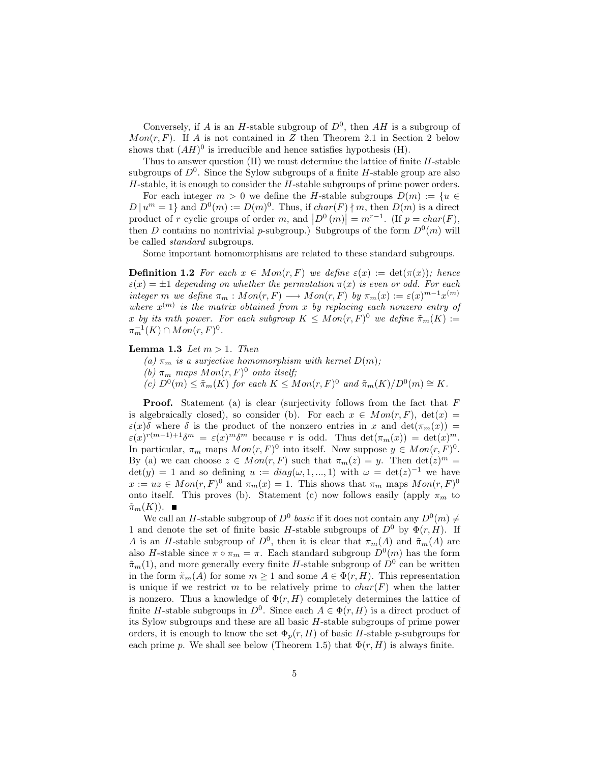Conversely, if $A$ is an $H$-stable subgroup of $D^0$, then $AH$ is a subgroup of $Mon(r,F)$. If $A$ is not contained in $Z$ then Theorem 2.1 in Section 2 below shows that $(AH)^0$ is irreducible and hence satisfies hypothesis (H).

Thus to answer question (II) we must determine the lattice of finite $H$-stable subgroups of $D^0$. Since the Sylow subgroups of a finite $H$-stable group are also $H$-stable, it is enough to consider the $H$-stable subgroups of prime power orders.

For each integer $m > 0$ we define the $H$-stable subgroups $D(m) := \{u \in D \mid u^m = 1\}$ and $D^0(m) := D(m)^0$. Thus, if $char(F) \nmid m$, then $D(m)$ is a direct product of $r$ cyclic groups of order $m$, and $\left|D^0(m)\right| = m^{r-1}$. (If $p = char(F)$, then $D$ contains no nontrivial $p$-subgroup.) Subgroups of the form $D^0(m)$ will be called *standard* subgroups.

Some important homomorphisms are related to these standard subgroups.

**Definition 1.2** *For each $x \in Mon(r,F)$ we define $\varepsilon(x) := \det(\pi(x))$; hence $\varepsilon(x) = \pm 1$ depending on whether the permutation $\pi(x)$ is even or odd. For each integer $m$ we define $\pi_m : Mon(r,F) \longrightarrow Mon(r,F)$ by $\pi_m(x) := \varepsilon(x)^{m-1}x^{(m)}$ where $x^{(m)}$ is the matrix obtained from $x$ by replacing each nonzero entry of $x$ by its $m$th power. For each subgroup $K \leq Mon(r,F)^0$ we define $\tilde{\pi}_m(K) := \pi_m^{-1}(K) \cap Mon(r,F)^0$.*

**Lemma 1.3** *Let $m > 1$. Then*

*(a) $\pi_m$ is a surjective homomorphism with kernel $D(m)$;*

*(b) $\pi_m$ maps $Mon(r,F)^0$ onto itself;*

*(c) $D^0(m) \leq \tilde{\pi}_m(K)$ for each $K \leq Mon(r,F)^0$ and $\tilde{\pi}_m(K)/D^0(m) \cong K$.*

**Proof.** Statement (a) is clear (surjectivity follows from the fact that $F$ is algebraically closed), so consider (b). For each $x \in Mon(r,F)$, $\det(x) = \varepsilon(x)\delta$ where $\delta$ is the product of the nonzero entries in $x$ and $\det(\pi_m(x)) = \varepsilon(x)^{r(m-1)+1}\delta^m = \varepsilon(x)^m\delta^m$ because $r$ is odd. Thus $\det(\pi_m(x)) = \det(x)^m$. In particular, $\pi_m$ maps $Mon(r,F)^0$ into itself. Now suppose $y \in Mon(r,F)^0$. By (a) we can choose $z \in Mon(r,F)$ such that $\pi_m(z) = y$. Then $\det(z)^m = \det(y) = 1$ and so defining $u := diag(\omega, 1, ..., 1)$ with $\omega = \det(z)^{-1}$ we have $x := uz \in Mon(r,F)^0$ and $\pi_m(x) = 1$. This shows that $\pi_m$ maps $Mon(r,F)^0$ onto itself. This proves (b). Statement (c) now follows easily (apply $\pi_m$ to $\tilde{\pi}_m(K)$). ∎

We call an $H$-stable subgroup of $D^0$ *basic* if it does not contain any $D^0(m) \neq 1$ and denote the set of finite basic $H$-stable subgroups of $D^0$ by $\Phi(r,H)$. If $A$ is an $H$-stable subgroup of $D^0$, then it is clear that $\pi_m(A)$ and $\tilde{\pi}_m(A)$ are also $H$-stable since $\pi \circ \pi_m = \pi$. Each standard subgroup $D^0(m)$ has the form $\tilde{\pi}_m(1)$, and more generally every finite $H$-stable subgroup of $D^0$ can be written in the form $\tilde{\pi}_m(A)$ for some $m \geq 1$ and some $A \in \Phi(r,H)$. This representation is unique if we restrict $m$ to be relatively prime to $char(F)$ when the latter is nonzero. Thus a knowledge of $\Phi(r,H)$ completely determines the lattice of finite $H$-stable subgroups in $D^0$. Since each $A \in \Phi(r,H)$ is a direct product of its Sylow subgroups and these are all basic $H$-stable subgroups of prime power orders, it is enough to know the set $\Phi_p(r,H)$ of basic $H$-stable $p$-subgroups for each prime $p$. We shall see below (Theorem 1.5) that $\Phi(r,H)$ is always finite.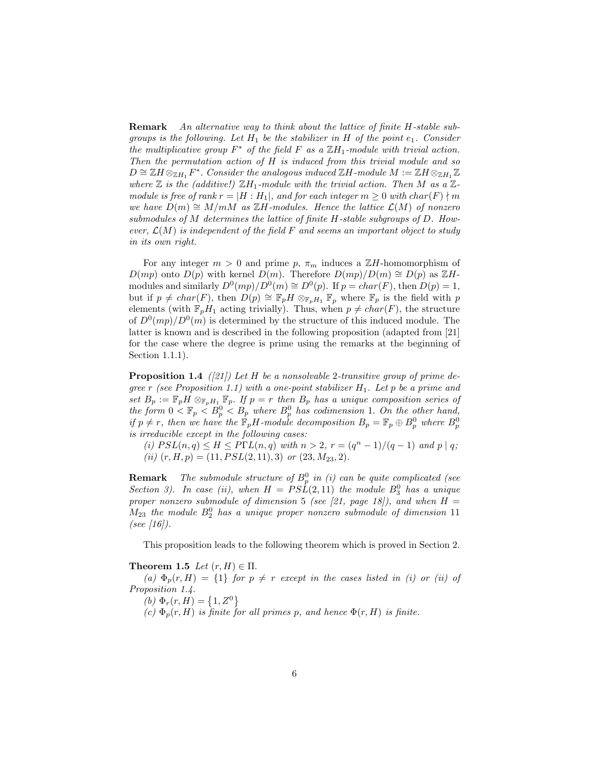**Remark** *An alternative way to think about the lattice of finite $H$-stable subgroups is the following. Let $H_1$ be the stabilizer in $H$ of the point $e_1$. Consider the multiplicative group $F^*$ of the field $F$ as a $\mathbb{Z}H_1$-module with trivial action. Then the permutation action of $H$ is induced from this trivial module and so $D \cong \mathbb{Z}H \otimes_{\mathbb{Z}H_1} F^*$. Consider the analogous induced $\mathbb{Z}H$-module $M := \mathbb{Z}H \otimes_{\mathbb{Z}H_1} \mathbb{Z}$ where $\mathbb{Z}$ is the (additive!) $\mathbb{Z}H_1$-module with the trivial action. Then $M$ as a $\mathbb{Z}$-module is free of rank $r = |H : H_1|$, and for each integer $m \geq 0$ with $char(F) \nmid m$ we have $D(m) \cong M/mM$ as $\mathbb{Z}H$-modules. Hence the lattice $\mathcal{L}(M)$ of nonzero submodules of $M$ determines the lattice of finite $H$-stable subgroups of $D$. However, $\mathcal{L}(M)$ is independent of the field $F$ and seems an important object to study in its own right.*

For any integer $m > 0$ and prime $p$, $\pi_m$ induces a $\mathbb{Z}H$-homomorphism of $D(mp)$ onto $D(p)$ with kernel $D(m)$. Therefore $D(mp)/D(m) \cong D(p)$ as $\mathbb{Z}H$-modules and similarly $D^0(mp)/D^0(m) \cong D^0(p)$. If $p = char(F)$, then $D(p) = 1$, but if $p \neq char(F)$, then $D(p) \cong \mathbb{F}_pH \otimes_{\mathbb{F}_pH_1} \mathbb{F}_p$ where $\mathbb{F}_p$ is the field with $p$ elements (with $\mathbb{F}_pH_1$ acting trivially). Thus, when $p \neq char(F)$, the structure of $D^0(mp)/D^0(m)$ is determined by the structure of this induced module. The latter is known and is described in the following proposition (adapted from [21] for the case where the degree is prime using the remarks at the beginning of Section 1.1.1).

**Proposition 1.4** *([21]) Let $H$ be a nonsolvable 2-transitive group of prime degree $r$ (see Proposition 1.1) with a one-point stabilizer $H_1$. Let $p$ be a prime and set $B_p := \mathbb{F}_pH \otimes_{\mathbb{F}_pH_1} \mathbb{F}_p$. If $p = r$ then $B_p$ has a unique composition series of the form $0 < \mathbb{F}_p < B_p^0 < B_p$ where $B_p^0$ has codimension 1. On the other hand, if $p \neq r$, then we have the $\mathbb{F}_pH$-module decomposition $B_p = \mathbb{F}_p \oplus B_p^0$ where $B_p^0$ is irreducible except in the following cases:*

*(i) $PSL(n, q) \leq H \leq P\Gamma L(n, q)$ with $n > 2$, $r = (q^n - 1)/(q - 1)$ and $p \mid q$;*

*(ii) $(r, H, p) = (11, PSL(2, 11), 3)$ or $(23, M_{23}, 2)$.*

**Remark** *The submodule structure of $B_p^0$ in (i) can be quite complicated (see Section 3). In case (ii), when $H = PSL(2, 11)$ the module $B_3^0$ has a unique proper nonzero submodule of dimension 5 (see [21, page 18]), and when $H = M_{23}$ the module $B_2^0$ has a unique proper nonzero submodule of dimension 11 (see [16]).*

This proposition leads to the following theorem which is proved in Section 2.

**Theorem 1.5** *Let $(r, H) \in \Pi$.*

*(a) $\Phi_p(r, H) = \{1\}$ for $p \neq r$ except in the cases listed in (i) or (ii) of Proposition 1.4.*

*(b) $\Phi_r(r, H) = \{1, Z^0\}$*

*(c) $\Phi_p(r, H)$ is finite for all primes $p$, and hence $\Phi(r, H)$ is finite.*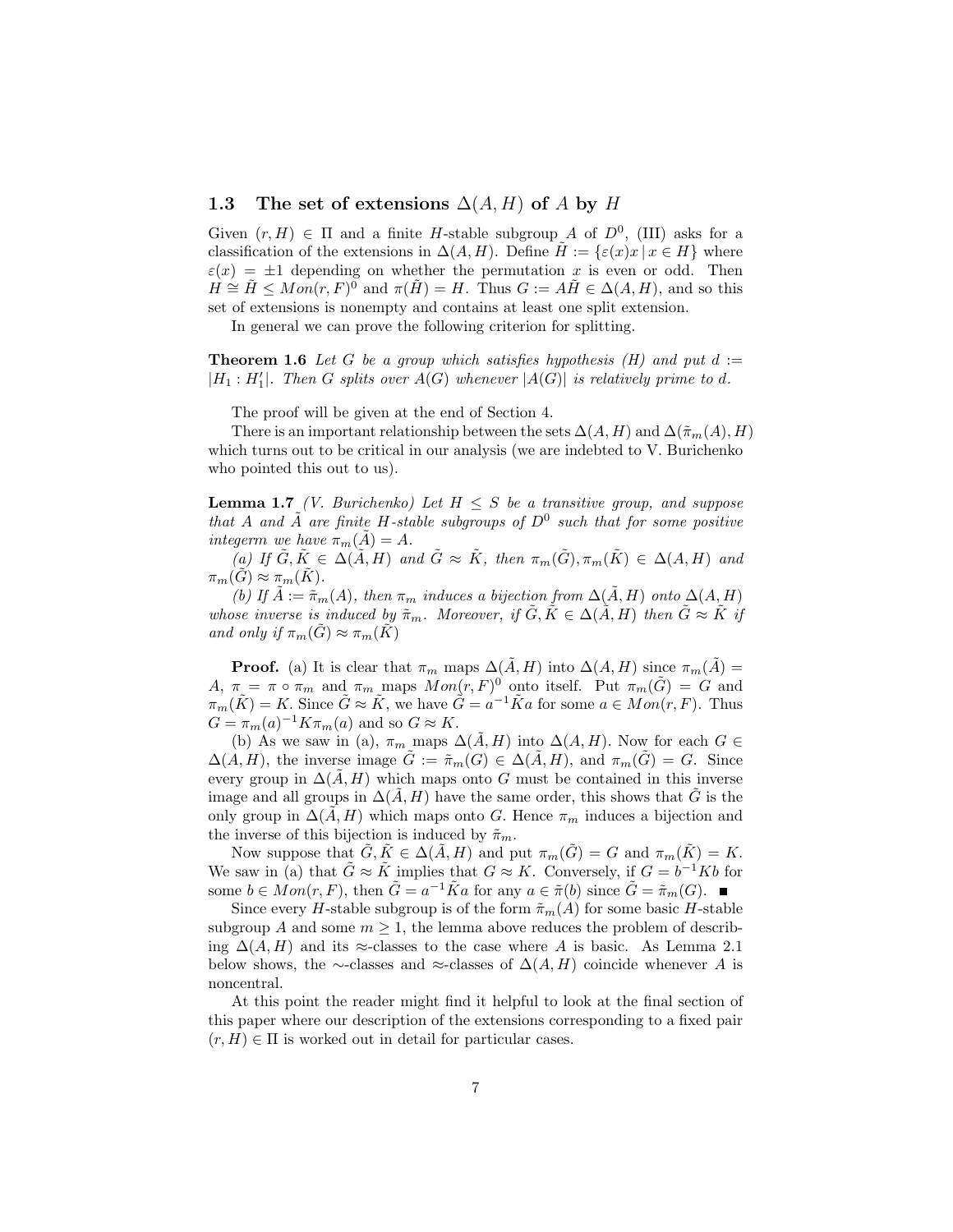### 1.3 The set of extensions $\Delta(A, H)$ of $A$ by $H$

Given $(r, H) \in \Pi$ and a finite $H$-stable subgroup $A$ of $D^0$, (III) asks for a classification of the extensions in $\Delta(A, H)$. Define $\tilde{H} := \{\varepsilon(x)x \mid x \in H\}$ where $\varepsilon(x) = \pm 1$ depending on whether the permutation $x$ is even or odd. Then $H \cong \tilde{H} \leq Mon(r, F)^0$ and $\pi(\tilde{H}) = H$. Thus $G := A\tilde{H} \in \Delta(A, H)$, and so this set of extensions is nonempty and contains at least one split extension.

In general we can prove the following criterion for splitting.

**Theorem 1.6** *Let $G$ be a group which satisfies hypothesis (H) and put $d := |H_1 : H_1'|$. Then $G$ splits over $A(G)$ whenever $|A(G)|$ is relatively prime to $d$.*

The proof will be given at the end of Section 4.

There is an important relationship between the sets $\Delta(A, H)$ and $\Delta(\tilde{\pi}_m(A), H)$ which turns out to be critical in our analysis (we are indebted to V. Burichenko who pointed this out to us).

**Lemma 1.7** *(V. Burichenko) Let $H \leq S$ be a transitive group, and suppose that $A$ and $\tilde{A}$ are finite $H$-stable subgroups of $D^0$ such that for some positive integerm we have $\pi_m(\tilde{A}) = A$.*

*(a) If $\tilde{G}, \tilde{K} \in \Delta(\tilde{A}, H)$ and $\tilde{G} \approx \tilde{K}$, then $\pi_m(\tilde{G}), \pi_m(\tilde{K}) \in \Delta(A, H)$ and $\pi_m(\tilde{G}) \approx \pi_m(\tilde{K})$.*

*(b) If $\tilde{A} := \tilde{\pi}_m(A)$, then $\pi_m$ induces a bijection from $\Delta(\tilde{A}, H)$ onto $\Delta(A, H)$ whose inverse is induced by $\tilde{\pi}_m$. Moreover, if $\tilde{G}, \tilde{K} \in \Delta(\tilde{A}, H)$ then $\tilde{G} \approx \tilde{K}$ if and only if $\pi_m(\tilde{G}) \approx \pi_m(\tilde{K})$*

**Proof.** (a) It is clear that $\pi_m$ maps $\Delta(\tilde{A}, H)$ into $\Delta(A, H)$ since $\pi_m(\tilde{A}) = A$, $\pi = \pi \circ \pi_m$ and $\pi_m$ maps $Mon(r, F)^0$ onto itself. Put $\pi_m(\tilde{G}) = G$ and $\pi_m(\tilde{K}) = K$. Since $\tilde{G} \approx \tilde{K}$, we have $\tilde{G} = a^{-1}\tilde{K}a$ for some $a \in Mon(r, F)$. Thus $G = \pi_m(a)^{-1}K\pi_m(a)$ and so $G \approx K$.

(b) As we saw in (a), $\pi_m$ maps $\Delta(\tilde{A}, H)$ into $\Delta(A, H)$. Now for each $G \in \Delta(A, H)$, the inverse image $\tilde{G} := \tilde{\pi}_m(G) \in \Delta(\tilde{A}, H)$, and $\pi_m(\tilde{G}) = G$. Since every group in $\Delta(\tilde{A}, H)$ which maps onto $G$ must be contained in this inverse image and all groups in $\Delta(\tilde{A}, H)$ have the same order, this shows that $\tilde{G}$ is the only group in $\Delta(\tilde{A}, H)$ which maps onto $G$. Hence $\pi_m$ induces a bijection and the inverse of this bijection is induced by $\tilde{\pi}_m$.

Now suppose that $\tilde{G}, \tilde{K} \in \Delta(\tilde{A}, H)$ and put $\pi_m(\tilde{G}) = G$ and $\pi_m(\tilde{K}) = K$. We saw in (a) that $\tilde{G} \approx \tilde{K}$ implies that $G \approx K$. Conversely, if $G = b^{-1}Kb$ for some $b \in Mon(r, F)$, then $\tilde{G} = a^{-1}\tilde{K}a$ for any $a \in \tilde{\pi}(b)$ since $\tilde{G} = \tilde{\pi}_m(G)$. ∎

Since every $H$-stable subgroup is of the form $\tilde{\pi}_m(A)$ for some basic $H$-stable subgroup $A$ and some $m \geq 1$, the lemma above reduces the problem of describing $\Delta(A, H)$ and its $\approx$-classes to the case where $A$ is basic. As Lemma 2.1 below shows, the $\sim$-classes and $\approx$-classes of $\Delta(A, H)$ coincide whenever $A$ is noncentral.

At this point the reader might find it helpful to look at the final section of this paper where our description of the extensions corresponding to a fixed pair $(r, H) \in \Pi$ is worked out in detail for particular cases.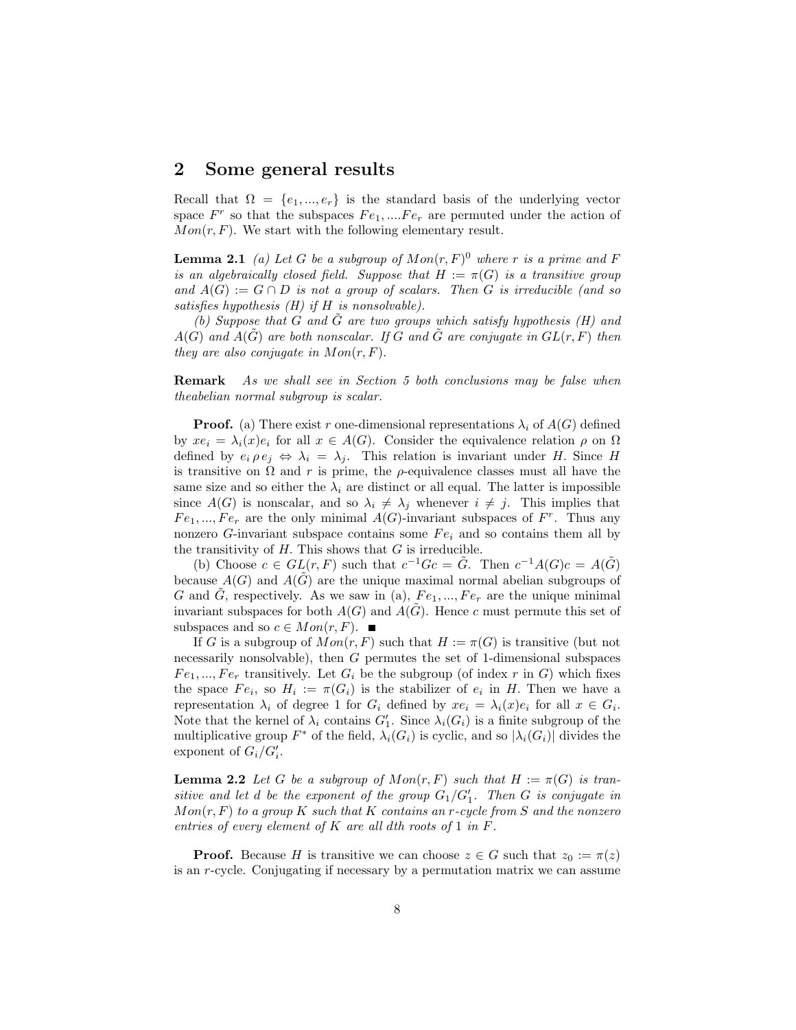## 2 Some general results

Recall that $\Omega = \{e_1, ..., e_r\}$ is the standard basis of the underlying vector space $F^r$ so that the subspaces $Fe_1, ....Fe_r$ are permuted under the action of $Mon(r, F)$. We start with the following elementary result.

**Lemma 2.1** *(a) Let $G$ be a subgroup of $Mon(r, F)^0$ where $r$ is a prime and $F$ is an algebraically closed field. Suppose that $H := \pi(G)$ is a transitive group and $A(G) := G \cap D$ is not a group of scalars. Then $G$ is irreducible (and so satisfies hypothesis (H) if $H$ is nonsolvable).*

*(b) Suppose that $G$ and $\tilde{G}$ are two groups which satisfy hypothesis (H) and $A(G)$ and $A(\tilde{G})$ are both nonscalar. If $G$ and $\tilde{G}$ are conjugate in $GL(r, F)$ then they are also conjugate in $Mon(r, F)$.*

**Remark** *As we shall see in Section 5 both conclusions may be false when theabelian normal subgroup is scalar.*

**Proof.** (a) There exist $r$ one-dimensional representations $\lambda_i$ of $A(G)$ defined by $xe_i = \lambda_i(x)e_i$ for all $x \in A(G)$. Consider the equivalence relation $\rho$ on $\Omega$ defined by $e_i \, \rho \, e_j \Leftrightarrow \lambda_i = \lambda_j$. This relation is invariant under $H$. Since $H$ is transitive on $\Omega$ and $r$ is prime, the $\rho$-equivalence classes must all have the same size and so either the $\lambda_i$ are distinct or all equal. The latter is impossible since $A(G)$ is nonscalar, and so $\lambda_i \neq \lambda_j$ whenever $i \neq j$. This implies that $Fe_1, ..., Fe_r$ are the only minimal $A(G)$-invariant subspaces of $F^r$. Thus any nonzero $G$-invariant subspace contains some $Fe_i$ and so contains them all by the transitivity of $H$. This shows that $G$ is irreducible.

(b) Choose $c \in GL(r, F)$ such that $c^{-1}Gc = \tilde{G}$. Then $c^{-1}A(G)c = A(\tilde{G})$ because $A(G)$ and $A(\tilde{G})$ are the unique maximal normal abelian subgroups of $G$ and $\tilde{G}$, respectively. As we saw in (a), $Fe_1, ..., Fe_r$ are the unique minimal invariant subspaces for both $A(G)$ and $A(\tilde{G})$. Hence $c$ must permute this set of subspaces and so $c \in Mon(r, F)$. ∎

If $G$ is a subgroup of $Mon(r, F)$ such that $H := \pi(G)$ is transitive (but not necessarily nonsolvable), then $G$ permutes the set of 1-dimensional subspaces $Fe_1, ..., Fe_r$ transitively. Let $G_i$ be the subgroup (of index $r$ in $G$) which fixes the space $Fe_i$, so $H_i := \pi(G_i)$ is the stabilizer of $e_i$ in $H$. Then we have a representation $\lambda_i$ of degree 1 for $G_i$ defined by $xe_i = \lambda_i(x)e_i$ for all $x \in G_i$. Note that the kernel of $\lambda_i$ contains $G_1'$. Since $\lambda_i(G_i)$ is a finite subgroup of the multiplicative group $F^*$ of the field, $\lambda_i(G_i)$ is cyclic, and so $|\lambda_i(G_i)|$ divides the exponent of $G_i/G_i'$.

**Lemma 2.2** *Let $G$ be a subgroup of $Mon(r, F)$ such that $H := \pi(G)$ is transitive and let $d$ be the exponent of the group $G_1/G_1'$. Then $G$ is conjugate in $Mon(r, F)$ to a group $K$ such that $K$ contains an $r$-cycle from $S$ and the nonzero entries of every element of $K$ are all $d$th roots of 1 in $F$.*

**Proof.** Because $H$ is transitive we can choose $z \in G$ such that $z_0 := \pi(z)$ is an $r$-cycle. Conjugating if necessary by a permutation matrix we can assume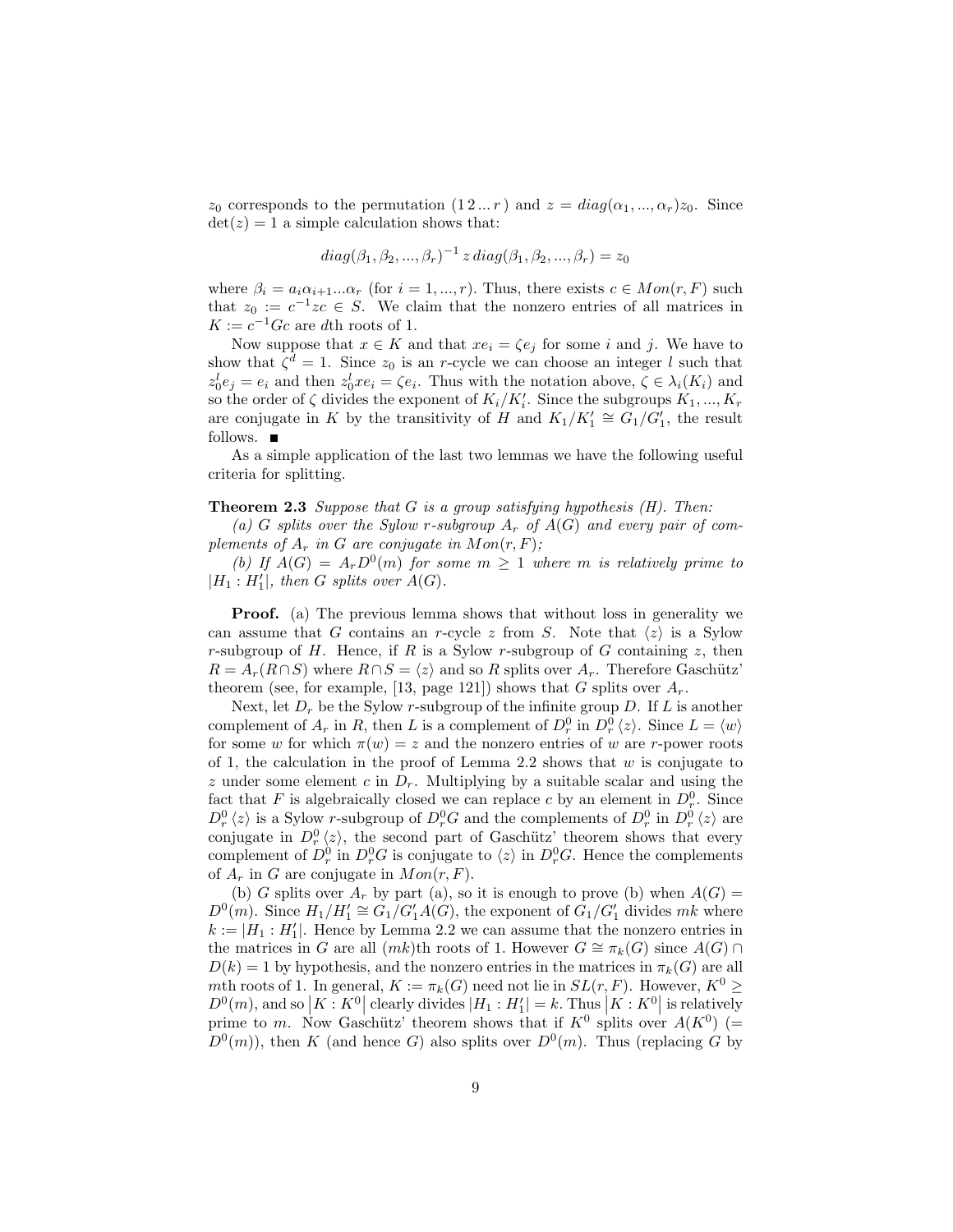$z_0$ corresponds to the permutation $(1\,2\,...\,r)$ and $z = diag(\alpha_1, ..., \alpha_r)z_0$. Since $\det(z) = 1$ a simple calculation shows that:

$$diag(\beta_1, \beta_2, ..., \beta_r)^{-1}\, z\, diag(\beta_1, \beta_2, ..., \beta_r) = z_0$$

where $\beta_i = a_i\alpha_{i+1}...\alpha_r$ (for $i = 1, ..., r$). Thus, there exists $c \in Mon(r, F)$ such that $z_0 := c^{-1}zc \in S$. We claim that the nonzero entries of all matrices in $K := c^{-1}Gc$ are $d$th roots of 1.

Now suppose that $x \in K$ and that $xe_i = \zeta e_j$ for some $i$ and $j$. We have to show that $\zeta^d = 1$. Since $z_0$ is an $r$-cycle we can choose an integer $l$ such that $z_0^l e_j = e_i$ and then $z_0^l xe_i = \zeta e_i$. Thus with the notation above, $\zeta \in \lambda_i(K_i)$ and so the order of $\zeta$ divides the exponent of $K_i/K_i'$. Since the subgroups $K_1, ..., K_r$ are conjugate in $K$ by the transitivity of $H$ and $K_1/K_1' \cong G_1/G_1'$, the result follows. ∎

As a simple application of the last two lemmas we have the following useful criteria for splitting.

**Theorem 2.3** *Suppose that $G$ is a group satisfying hypothesis (H). Then:*

*(a) $G$ splits over the Sylow $r$-subgroup $A_r$ of $A(G)$ and every pair of complements of $A_r$ in $G$ are conjugate in $Mon(r, F)$;*

*(b) If $A(G) = A_r D^0(m)$ for some $m \geq 1$ where $m$ is relatively prime to $|H_1 : H_1'|$, then $G$ splits over $A(G)$.*

**Proof.** (a) The previous lemma shows that without loss in generality we can assume that $G$ contains an $r$-cycle $z$ from $S$. Note that $\langle z \rangle$ is a Sylow $r$-subgroup of $H$. Hence, if $R$ is a Sylow $r$-subgroup of $G$ containing $z$, then $R = A_r(R \cap S)$ where $R \cap S = \langle z \rangle$ and so $R$ splits over $A_r$. Therefore Gaschütz' theorem (see, for example, [13, page 121]) shows that $G$ splits over $A_r$.

Next, let $D_r$ be the Sylow $r$-subgroup of the infinite group $D$. If $L$ is another complement of $A_r$ in $R$, then $L$ is a complement of $D_r^0$ in $D_r^0 \langle z \rangle$. Since $L = \langle w \rangle$ for some $w$ for which $\pi(w) = z$ and the nonzero entries of $w$ are $r$-power roots of 1, the calculation in the proof of Lemma 2.2 shows that $w$ is conjugate to $z$ under some element $c$ in $D_r$. Multiplying by a suitable scalar and using the fact that $F$ is algebraically closed we can replace $c$ by an element in $D_r^0$. Since $D_r^0 \langle z \rangle$ is a Sylow $r$-subgroup of $D_r^0 G$ and the complements of $D_r^0$ in $D_r^0 \langle z \rangle$ are conjugate in $D_r^0 \langle z \rangle$, the second part of Gaschütz' theorem shows that every complement of $D_r^0$ in $D_r^0 G$ is conjugate to $\langle z \rangle$ in $D_r^0 G$. Hence the complements of $A_r$ in $G$ are conjugate in $Mon(r, F)$.

(b) $G$ splits over $A_r$ by part (a), so it is enough to prove (b) when $A(G) = D^0(m)$. Since $H_1/H_1' \cong G_1/G_1'A(G)$, the exponent of $G_1/G_1'$ divides $mk$ where $k := |H_1 : H_1'|$. Hence by Lemma 2.2 we can assume that the nonzero entries in the matrices in $G$ are all $(mk)$th roots of 1. However $G \cong \pi_k(G)$ since $A(G) \cap D(k) = 1$ by hypothesis, and the nonzero entries in the matrices in $\pi_k(G)$ are all $m$th roots of 1. In general, $K := \pi_k(G)$ need not lie in $SL(r, F)$. However, $K^0 \geq D^0(m)$, and so $|K : K^0|$ clearly divides $|H_1 : H_1'| = k$. Thus $|K : K^0|$ is relatively prime to $m$. Now Gaschütz' theorem shows that if $K^0$ splits over $A(K^0)$ $(= D^0(m))$, then $K$ (and hence $G$) also splits over $D^0(m)$. Thus (replacing $G$ by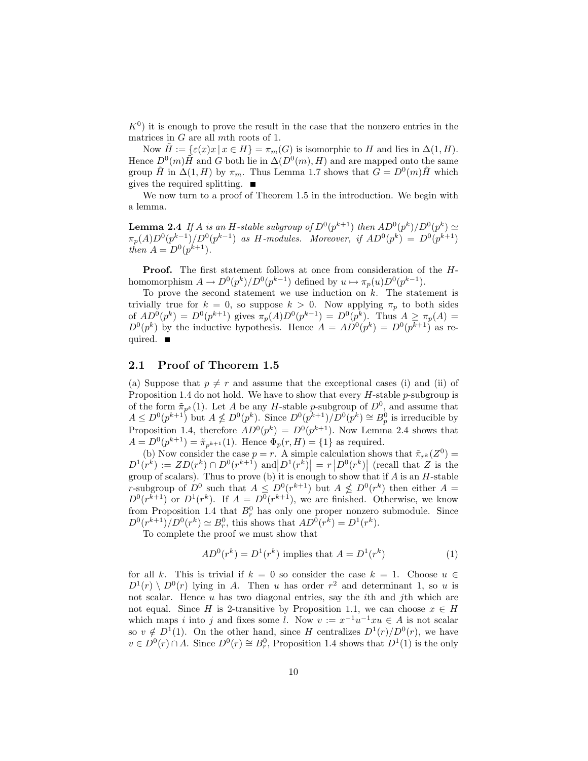$K^0$) it is enough to prove the result in the case that the nonzero entries in the matrices in $G$ are all $m$th roots of 1.

Now $\tilde{H} := \{\varepsilon(x)x \mid x \in H\} = \pi_m(G)$ is isomorphic to $H$ and lies in $\Delta(1, H)$. Hence $D^0(m)\tilde{H}$ and $G$ both lie in $\Delta(D^0(m), H)$ and are mapped onto the same group $\tilde{H}$ in $\Delta(1, H)$ by $\pi_m$. Thus Lemma 1.7 shows that $G = D^0(m)\tilde{H}$ which gives the required splitting. ∎

We now turn to a proof of Theorem 1.5 in the introduction. We begin with a lemma.

**Lemma 2.4** *If $A$ is an $H$-stable subgroup of $D^0(p^{k+1})$ then $AD^0(p^k)/D^0(p^k) \simeq \pi_p(A)D^0(p^{k-1})/D^0(p^{k-1})$ as $H$-modules. Moreover, if $AD^0(p^k) = D^0(p^{k+1})$ then $A = D^0(p^{k+1})$.*

**Proof.** The first statement follows at once from consideration of the $H$-homomorphism $A \to D^0(p^k)/D^0(p^{k-1})$ defined by $u \mapsto \pi_p(u)D^0(p^{k-1})$.

To prove the second statement we use induction on $k$. The statement is trivially true for $k = 0$, so suppose $k > 0$. Now applying $\pi_p$ to both sides of $AD^0(p^k) = D^0(p^{k+1})$ gives $\pi_p(A)D^0(p^{k-1}) = D^0(p^k)$. Thus $A \geq \pi_p(A) = D^0(p^k)$ by the inductive hypothesis. Hence $A = AD^0(p^k) = D^0(p^{k+1})$ as required. ∎

## 2.1 Proof of Theorem 1.5

(a) Suppose that $p \neq r$ and assume that the exceptional cases (i) and (ii) of Proposition 1.4 do not hold. We have to show that every $H$-stable $p$-subgroup is of the form $\tilde{\pi}_{p^k}(1)$. Let $A$ be any $H$-stable $p$-subgroup of $D^0$, and assume that $A \leq D^0(p^{k+1})$ but $A \not\leq D^0(p^k)$. Since $D^0(p^{k+1})/D^0(p^k) \cong B_p^0$ is irreducible by Proposition 1.4, therefore $AD^0(p^k) = D^0(p^{k+1})$. Now Lemma 2.4 shows that $A = D^0(p^{k+1}) = \tilde{\pi}_{p^{k+1}}(1)$. Hence $\Phi_p(r, H) = \{1\}$ as required.

(b) Now consider the case $p = r$. A simple calculation shows that $\tilde{\pi}_{r^k}(Z^0) = D^1(r^k) := ZD(r^k) \cap D^0(r^{k+1})$ and $|D^1(r^k)| = r\,|D^0(r^k)|$ (recall that $Z$ is the group of scalars). Thus to prove (b) it is enough to show that if $A$ is an $H$-stable $r$-subgroup of $D^0$ such that $A \leq D^0(r^{k+1})$ but $A \not\leq D^0(r^k)$ then either $A = D^0(r^{k+1})$ or $D^1(r^k)$. If $A = D^0(r^{k+1})$, we are finished. Otherwise, we know from Proposition 1.4 that $B_r^0$ has only one proper nonzero submodule. Since $D^0(r^{k+1})/D^0(r^k) \simeq B_r^0$, this shows that $AD^0(r^k) = D^1(r^k)$.

To complete the proof we must show that

$$AD^0(r^k) = D^1(r^k) \text{ implies that } A = D^1(r^k) \tag{1}$$

for all $k$. This is trivial if $k = 0$ so consider the case $k = 1$. Choose $u \in D^1(r) \setminus D^0(r)$ lying in $A$. Then $u$ has order $r^2$ and determinant 1, so $u$ is not scalar. Hence $u$ has two diagonal entries, say the $i$th and $j$th which are not equal. Since $H$ is 2-transitive by Proposition 1.1, we can choose $x \in H$ which maps $i$ into $j$ and fixes some $l$. Now $v := x^{-1}u^{-1}xu \in A$ is not scalar so $v \notin D^1(1)$. On the other hand, since $H$ centralizes $D^1(r)/D^0(r)$, we have $v \in D^0(r) \cap A$. Since $D^0(r) \cong B_r^0$, Proposition 1.4 shows that $D^1(1)$ is the only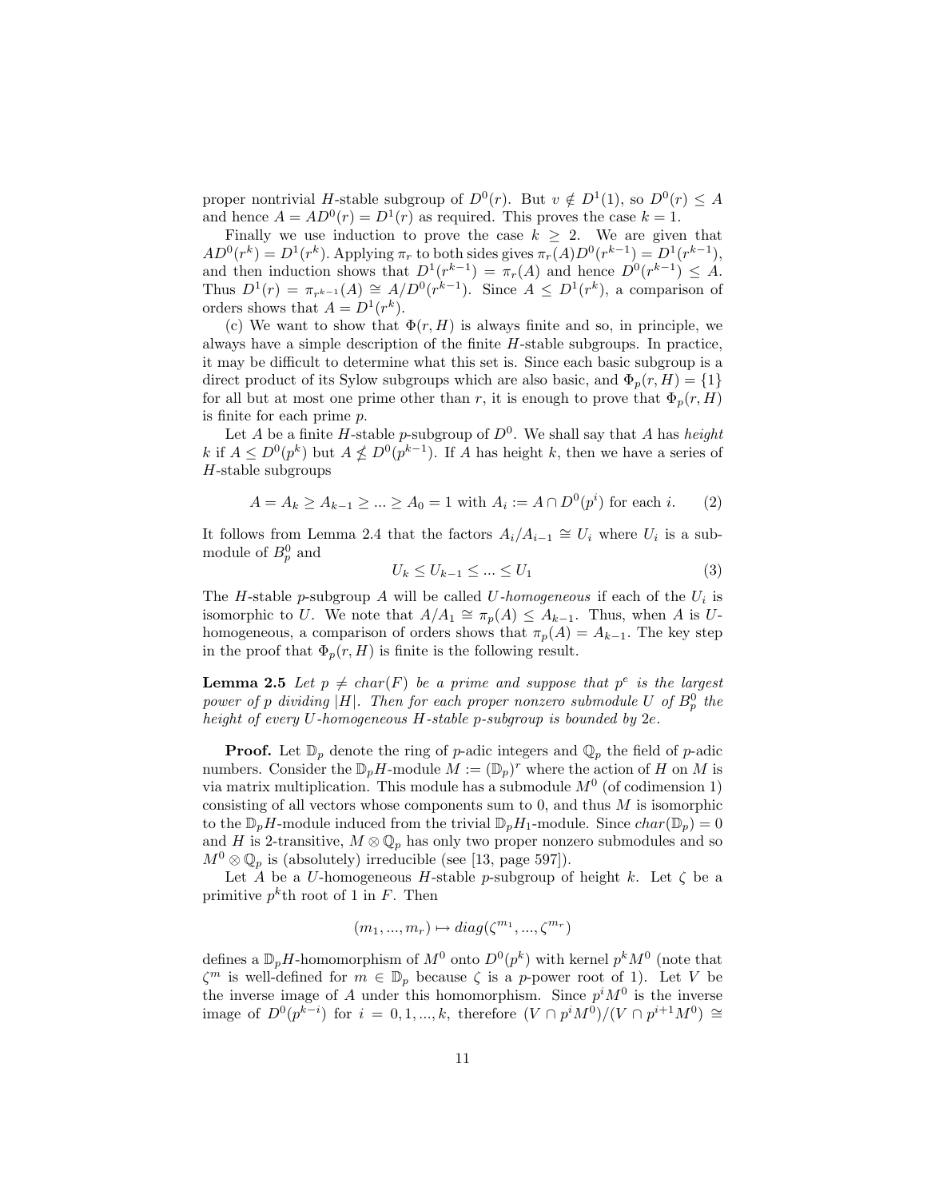proper nontrivial $H$-stable subgroup of $D^0(r)$. But $v \notin D^1(1)$, so $D^0(r) \leq A$ and hence $A = AD^0(r) = D^1(r)$ as required. This proves the case $k = 1$.

Finally we use induction to prove the case $k \geq 2$. We are given that $AD^0(r^k) = D^1(r^k)$. Applying $\pi_r$ to both sides gives $\pi_r(A)D^0(r^{k-1}) = D^1(r^{k-1})$, and then induction shows that $D^1(r^{k-1}) = \pi_r(A)$ and hence $D^0(r^{k-1}) \leq A$. Thus $D^1(r) = \pi_{r^{k-1}}(A) \cong A/D^0(r^{k-1})$. Since $A \leq D^1(r^k)$, a comparison of orders shows that $A = D^1(r^k)$.

(c) We want to show that $\Phi(r, H)$ is always finite and so, in principle, we always have a simple description of the finite $H$-stable subgroups. In practice, it may be difficult to determine what this set is. Since each basic subgroup is a direct product of its Sylow subgroups which are also basic, and $\Phi_p(r, H) = \{1\}$ for all but at most one prime other than $r$, it is enough to prove that $\Phi_p(r, H)$ is finite for each prime $p$.

Let $A$ be a finite $H$-stable $p$-subgroup of $D^0$. We shall say that $A$ has *height* $k$ if $A \leq D^0(p^k)$ but $A \nleq D^0(p^{k-1})$. If $A$ has height $k$, then we have a series of $H$-stable subgroups

$$A = A_k \geq A_{k-1} \geq ... \geq A_0 = 1 \text{ with } A_i := A \cap D^0(p^i) \text{ for each } i. \qquad (2)$$

It follows from Lemma 2.4 that the factors $A_i/A_{i-1} \cong U_i$ where $U_i$ is a submodule of $B_p^0$ and

$$U_k \leq U_{k-1} \leq ... \leq U_1 \qquad (3)$$

The $H$-stable $p$-subgroup $A$ will be called *$U$-homogeneous* if each of the $U_i$ is isomorphic to $U$. We note that $A/A_1 \cong \pi_p(A) \leq A_{k-1}$. Thus, when $A$ is $U$-homogeneous, a comparison of orders shows that $\pi_p(A) = A_{k-1}$. The key step in the proof that $\Phi_p(r, H)$ is finite is the following result.

**Lemma 2.5** *Let $p \neq char(F)$ be a prime and suppose that $p^e$ is the largest power of $p$ dividing $|H|$. Then for each proper nonzero submodule $U$ of $B_p^0$ the height of every $U$-homogeneous $H$-stable $p$-subgroup is bounded by $2e$.*

**Proof.** Let $\mathbb{D}_p$ denote the ring of $p$-adic integers and $\mathbb{Q}_p$ the field of $p$-adic numbers. Consider the $\mathbb{D}_pH$-module $M := (\mathbb{D}_p)^r$ where the action of $H$ on $M$ is via matrix multiplication. This module has a submodule $M^0$ (of codimension 1) consisting of all vectors whose components sum to 0, and thus $M$ is isomorphic to the $\mathbb{D}_pH$-module induced from the trivial $\mathbb{D}_pH_1$-module. Since $char(\mathbb{D}_p) = 0$ and $H$ is 2-transitive, $M \otimes \mathbb{Q}_p$ has only two proper nonzero submodules and so $M^0 \otimes \mathbb{Q}_p$ is (absolutely) irreducible (see [13, page 597]).

Let $A$ be a $U$-homogeneous $H$-stable $p$-subgroup of height $k$. Let $\zeta$ be a primitive $p^k$th root of 1 in $F$. Then

$$(m_1, ..., m_r) \mapsto diag(\zeta^{m_1}, ..., \zeta^{m_r})$$

defines a $\mathbb{D}_pH$-homomorphism of $M^0$ onto $D^0(p^k)$ with kernel $p^kM^0$ (note that $\zeta^m$ is well-defined for $m \in \mathbb{D}_p$ because $\zeta$ is a $p$-power root of 1). Let $V$ be the inverse image of $A$ under this homomorphism. Since $p^iM^0$ is the inverse image of $D^0(p^{k-i})$ for $i = 0, 1, ..., k$, therefore $(V \cap p^iM^0)/(V \cap p^{i+1}M^0) \cong$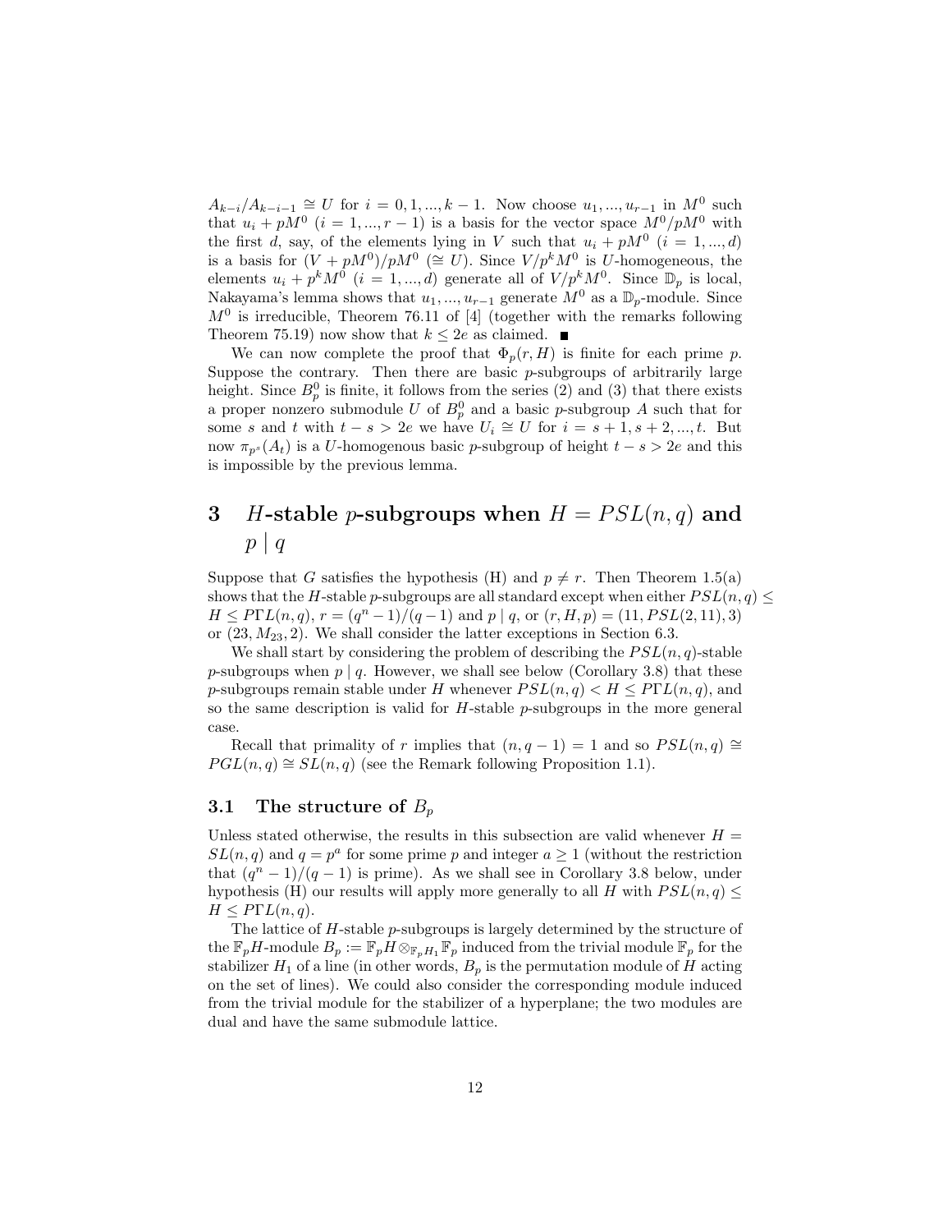$A_{k-i}/A_{k-i-1} \cong U$ for $i = 0, 1, ..., k-1$. Now choose $u_1, ..., u_{r-1}$ in $M^0$ such that $u_i + pM^0$ $(i = 1, ..., r-1)$ is a basis for the vector space $M^0/pM^0$ with the first $d$, say, of the elements lying in $V$ such that $u_i + pM^0$ $(i = 1, ..., d)$ is a basis for $(V + pM^0)/pM^0$ $(\cong U)$. Since $V/p^k M^0$ is $U$-homogeneous, the elements $u_i + p^k M^0$ $(i = 1, ..., d)$ generate all of $V/p^k M^0$. Since $\mathbb{D}_p$ is local, Nakayama's lemma shows that $u_1, ..., u_{r-1}$ generate $M^0$ as a $\mathbb{D}_p$-module. Since $M^0$ is irreducible, Theorem 76.11 of [4] (together with the remarks following Theorem 75.19) now show that $k \leq 2e$ as claimed. ■

We can now complete the proof that $\Phi_p(r, H)$ is finite for each prime $p$. Suppose the contrary. Then there are basic $p$-subgroups of arbitrarily large height. Since $B_p^0$ is finite, it follows from the series (2) and (3) that there exists a proper nonzero submodule $U$ of $B_p^0$ and a basic $p$-subgroup $A$ such that for some $s$ and $t$ with $t - s > 2e$ we have $U_i \cong U$ for $i = s+1, s+2, ..., t$. But now $\pi_{p^s}(A_t)$ is a $U$-homogenous basic $p$-subgroup of height $t - s > 2e$ and this is impossible by the previous lemma.

# 3 $H$-stable $p$-subgroups when $H = PSL(n, q)$ and $p \mid q$

Suppose that $G$ satisfies the hypothesis (H) and $p \neq r$. Then Theorem 1.5(a) shows that the $H$-stable $p$-subgroups are all standard except when either $PSL(n, q) \leq H \leq P\Gamma L(n, q)$, $r = (q^n - 1)/(q-1)$ and $p \mid q$, or $(r, H, p) = (11, PSL(2, 11), 3)$ or $(23, M_{23}, 2)$. We shall consider the latter exceptions in Section 6.3.

We shall start by considering the problem of describing the $PSL(n, q)$-stable $p$-subgroups when $p \mid q$. However, we shall see below (Corollary 3.8) that these $p$-subgroups remain stable under $H$ whenever $PSL(n, q) < H \leq P\Gamma L(n, q)$, and so the same description is valid for $H$-stable $p$-subgroups in the more general case.

Recall that primality of $r$ implies that $(n, q-1) = 1$ and so $PSL(n, q) \cong PGL(n, q) \cong SL(n, q)$ (see the Remark following Proposition 1.1).

## 3.1 The structure of $B_p$

Unless stated otherwise, the results in this subsection are valid whenever $H = SL(n, q)$ and $q = p^a$ for some prime $p$ and integer $a \geq 1$ (without the restriction that $(q^n - 1)/(q-1)$ is prime). As we shall see in Corollary 3.8 below, under hypothesis (H) our results will apply more generally to all $H$ with $PSL(n, q) \leq H \leq P\Gamma L(n, q)$.

The lattice of $H$-stable $p$-subgroups is largely determined by the structure of the $\mathbb{F}_p H$-module $B_p := \mathbb{F}_p H \otimes_{\mathbb{F}_p H_1} \mathbb{F}_p$ induced from the trivial module $\mathbb{F}_p$ for the stabilizer $H_1$ of a line (in other words, $B_p$ is the permutation module of $H$ acting on the set of lines). We could also consider the corresponding module induced from the trivial module for the stabilizer of a hyperplane; the two modules are dual and have the same submodule lattice.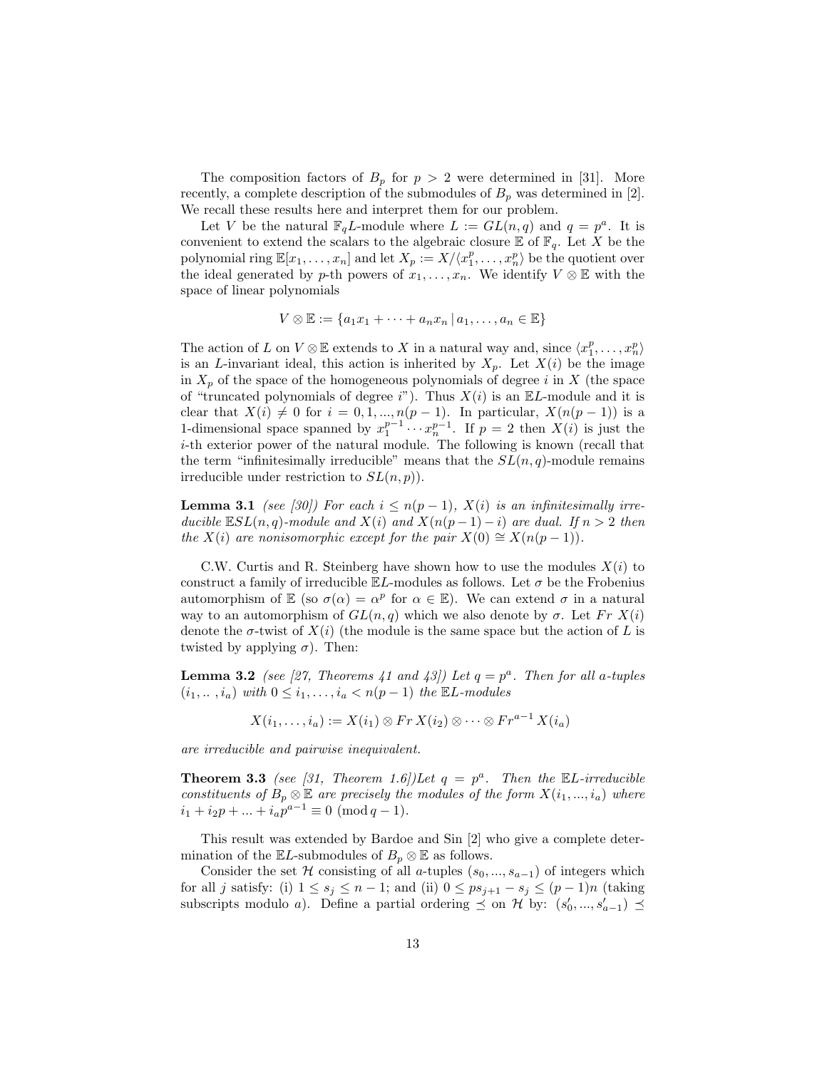The composition factors of $B_p$ for $p > 2$ were determined in [31]. More recently, a complete description of the submodules of $B_p$ was determined in [2]. We recall these results here and interpret them for our problem.

Let $V$ be the natural $\mathbb{F}_q L$-module where $L := GL(n,q)$ and $q = p^a$. It is convenient to extend the scalars to the algebraic closure $\mathbb{E}$ of $\mathbb{F}_q$. Let $X$ be the polynomial ring $\mathbb{E}[x_1, \ldots, x_n]$ and let $X_p := X/\langle x_1^p, \ldots, x_n^p\rangle$ be the quotient over the ideal generated by $p$-th powers of $x_1, \ldots, x_n$. We identify $V \otimes \mathbb{E}$ with the space of linear polynomials

$$V \otimes \mathbb{E} := \{a_1 x_1 + \cdots + a_n x_n \,|\, a_1, \ldots, a_n \in \mathbb{E}\}$$

The action of $L$ on $V \otimes \mathbb{E}$ extends to $X$ in a natural way and, since $\langle x_1^p, \ldots, x_n^p\rangle$ is an $L$-invariant ideal, this action is inherited by $X_p$. Let $X(i)$ be the image in $X_p$ of the space of the homogeneous polynomials of degree $i$ in $X$ (the space of "truncated polynomials of degree $i$"). Thus $X(i)$ is an $\mathbb{E}L$-module and it is clear that $X(i) \neq 0$ for $i = 0, 1, ..., n(p-1)$. In particular, $X(n(p-1))$ is a 1-dimensional space spanned by $x_1^{p-1} \cdots x_n^{p-1}$. If $p = 2$ then $X(i)$ is just the $i$-th exterior power of the natural module. The following is known (recall that the term "infinitesimally irreducible" means that the $SL(n,q)$-module remains irreducible under restriction to $SL(n,p)$).

**Lemma 3.1** *(see [30]) For each $i \leq n(p-1)$, $X(i)$ is an infinitesimally irreducible $\mathbb{E}SL(n,q)$-module and $X(i)$ and $X(n(p-1)-i)$ are dual. If $n > 2$ then the $X(i)$ are nonisomorphic except for the pair $X(0) \cong X(n(p-1))$.*

C.W. Curtis and R. Steinberg have shown how to use the modules $X(i)$ to construct a family of irreducible $\mathbb{E}L$-modules as follows. Let $\sigma$ be the Frobenius automorphism of $\mathbb{E}$ (so $\sigma(\alpha) = \alpha^p$ for $\alpha \in \mathbb{E}$). We can extend $\sigma$ in a natural way to an automorphism of $GL(n,q)$ which we also denote by $\sigma$. Let $Fr\ X(i)$ denote the $\sigma$-twist of $X(i)$ (the module is the same space but the action of $L$ is twisted by applying $\sigma$). Then:

**Lemma 3.2** *(see [27, Theorems 41 and 43]) Let $q = p^a$. Then for all $a$-tuples $(i_1, \ldots, i_a)$ with $0 \leq i_1, \ldots, i_a < n(p-1)$ the $\mathbb{E}L$-modules*

$$X(i_1, \ldots, i_a) := X(i_1) \otimes Fr\, X(i_2) \otimes \cdots \otimes Fr^{a-1}\, X(i_a)$$

*are irreducible and pairwise inequivalent.*

**Theorem 3.3** *(see [31, Theorem 1.6])Let $q = p^a$. Then the $\mathbb{E}L$-irreducible constituents of $B_p \otimes \mathbb{E}$ are precisely the modules of the form $X(i_1, ..., i_a)$ where $i_1 + i_2 p + ... + i_a p^{a-1} \equiv 0 \pmod{q-1}$.*

This result was extended by Bardoe and Sin [2] who give a complete determination of the $\mathbb{E}L$-submodules of $B_p \otimes \mathbb{E}$ as follows.

Consider the set $\mathcal{H}$ consisting of all $a$-tuples $(s_0, ..., s_{a-1})$ of integers which for all $j$ satisfy: (i) $1 \leq s_j \leq n-1$; and (ii) $0 \leq p s_{j+1} - s_j \leq (p-1)n$ (taking subscripts modulo $a$). Define a partial ordering $\preceq$ on $\mathcal{H}$ by: $(s_0', ..., s_{a-1}') \preceq$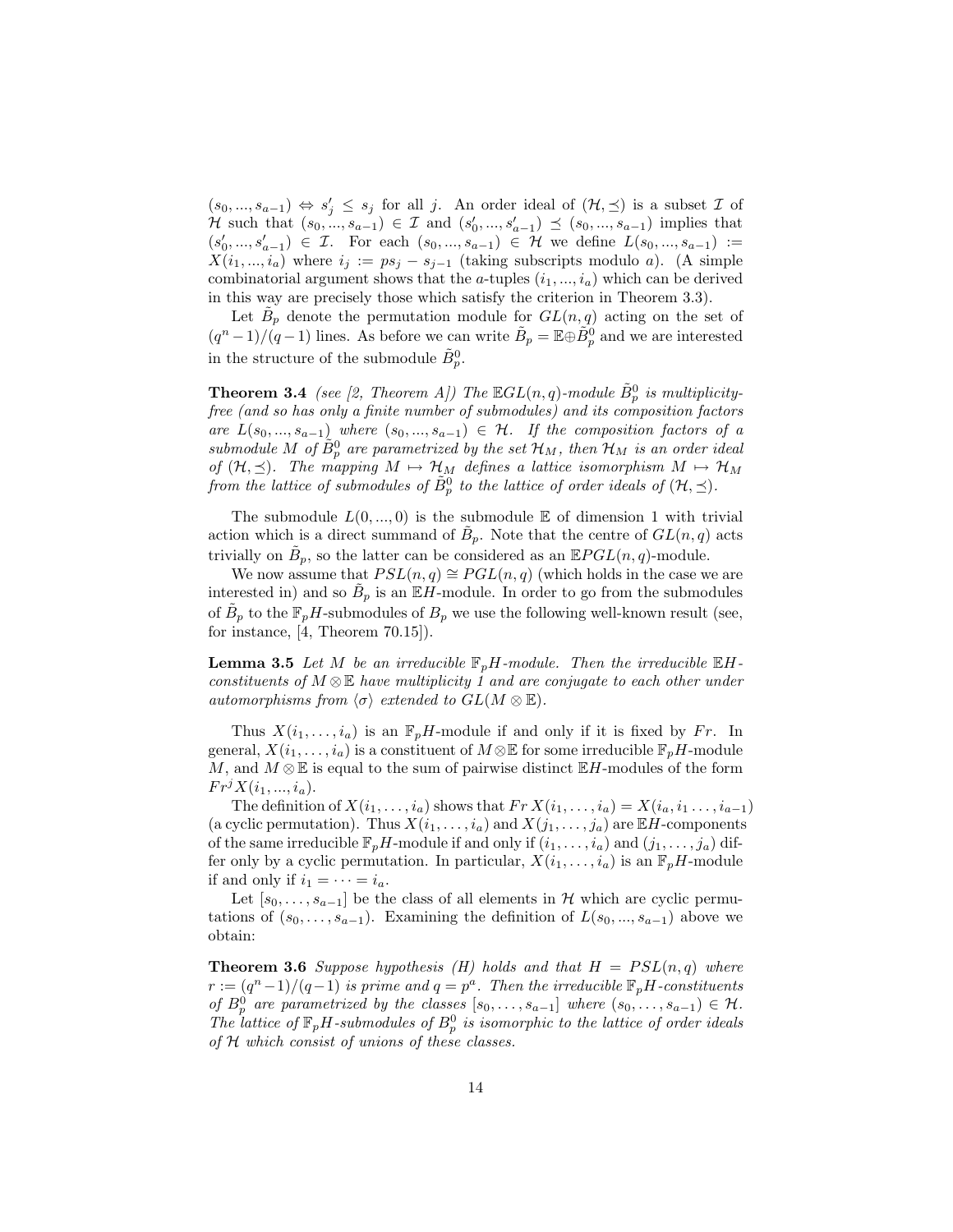$(s_0, ..., s_{a-1}) \Leftrightarrow s'_j \leq s_j$ for all $j$. An order ideal of $(\mathcal{H}, \preceq)$ is a subset $\mathcal{I}$ of $\mathcal{H}$ such that $(s_0, ..., s_{a-1}) \in \mathcal{I}$ and $(s'_0, ..., s'_{a-1}) \preceq (s_0, ..., s_{a-1})$ implies that $(s'_0, ..., s'_{a-1}) \in \mathcal{I}$. For each $(s_0, ..., s_{a-1}) \in \mathcal{H}$ we define $L(s_0, ..., s_{a-1}) := X(i_1, ..., i_a)$ where $i_j := ps_j - s_{j-1}$ (taking subscripts modulo $a$). (A simple combinatorial argument shows that the $a$-tuples $(i_1, ..., i_a)$ which can be derived in this way are precisely those which satisfy the criterion in Theorem 3.3).

Let $\tilde{B}_p$ denote the permutation module for $GL(n, q)$ acting on the set of $(q^n - 1)/(q - 1)$ lines. As before we can write $\tilde{B}_p = \mathbb{E} \oplus \tilde{B}^0_p$ and we are interested in the structure of the submodule $\tilde{B}^0_p$.

**Theorem 3.4** *(see [2, Theorem A]) The $\mathbb{E}GL(n, q)$-module $\tilde{B}^0_p$ is multiplicity-free (and so has only a finite number of submodules) and its composition factors are $L(s_0, ..., s_{a-1})$ where $(s_0, ..., s_{a-1}) \in \mathcal{H}$. If the composition factors of a submodule $M$ of $\tilde{B}^0_p$ are parametrized by the set $\mathcal{H}_M$, then $\mathcal{H}_M$ is an order ideal of $(\mathcal{H}, \preceq)$. The mapping $M \mapsto \mathcal{H}_M$ defines a lattice isomorphism $M \mapsto \mathcal{H}_M$ from the lattice of submodules of $\tilde{B}^0_p$ to the lattice of order ideals of $(\mathcal{H}, \preceq)$.*

The submodule $L(0, ..., 0)$ is the submodule $\mathbb{E}$ of dimension 1 with trivial action which is a direct summand of $\tilde{B}_p$. Note that the centre of $GL(n, q)$ acts trivially on $\tilde{B}_p$, so the latter can be considered as an $\mathbb{E}PGL(n, q)$-module.

We now assume that $PSL(n, q) \cong PGL(n, q)$ (which holds in the case we are interested in) and so $\tilde{B}_p$ is an $\mathbb{E}H$-module. In order to go from the submodules of $\tilde{B}_p$ to the $\mathbb{F}_pH$-submodules of $B_p$ we use the following well-known result (see, for instance, [4, Theorem 70.15]).

**Lemma 3.5** *Let $M$ be an irreducible $\mathbb{F}_pH$-module. Then the irreducible $\mathbb{E}H$-constituents of $M \otimes \mathbb{E}$ have multiplicity 1 and are conjugate to each other under automorphisms from $\langle \sigma \rangle$ extended to $GL(M \otimes \mathbb{E})$.*

Thus $X(i_1, \ldots, i_a)$ is an $\mathbb{F}_pH$-module if and only if it is fixed by $Fr$. In general, $X(i_1, \ldots, i_a)$ is a constituent of $M \otimes \mathbb{E}$ for some irreducible $\mathbb{F}_pH$-module $M$, and $M \otimes \mathbb{E}$ is equal to the sum of pairwise distinct $\mathbb{E}H$-modules of the form $Fr^j X(i_1, ..., i_a)$.

The definition of $X(i_1, \ldots, i_a)$ shows that $Fr\, X(i_1, \ldots, i_a) = X(i_a, i_1 \ldots, i_{a-1})$ (a cyclic permutation). Thus $X(i_1, \ldots, i_a)$ and $X(j_1, \ldots, j_a)$ are $\mathbb{E}H$-components of the same irreducible $\mathbb{F}_pH$-module if and only if $(i_1, \ldots, i_a)$ and $(j_1, \ldots, j_a)$ differ only by a cyclic permutation. In particular, $X(i_1, \ldots, i_a)$ is an $\mathbb{F}_pH$-module if and only if $i_1 = \cdots = i_a$.

Let $[s_0, \ldots, s_{a-1}]$ be the class of all elements in $\mathcal{H}$ which are cyclic permutations of $(s_0, \ldots, s_{a-1})$. Examining the definition of $L(s_0, ..., s_{a-1})$ above we obtain:

**Theorem 3.6** *Suppose hypothesis (H) holds and that $H = PSL(n, q)$ where $r := (q^n - 1)/(q - 1)$ is prime and $q = p^a$. Then the irreducible $\mathbb{F}_pH$-constituents of $B^0_p$ are parametrized by the classes $[s_0, \ldots, s_{a-1}]$ where $(s_0, \ldots, s_{a-1}) \in \mathcal{H}$. The lattice of $\mathbb{F}_pH$-submodules of $B^0_p$ is isomorphic to the lattice of order ideals of $\mathcal{H}$ which consist of unions of these classes.*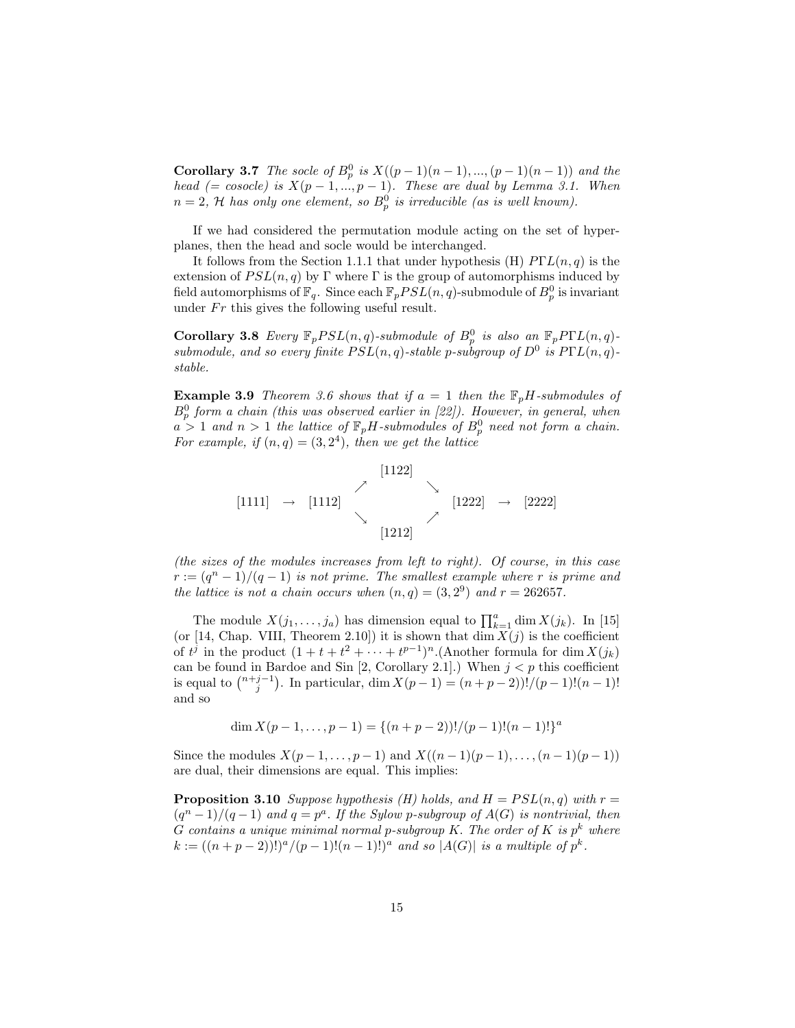**Corollary 3.7** *The socle of $B_p^0$ is $X((p-1)(n-1), ..., (p-1)(n-1))$ and the head (= cosocle) is $X(p-1, ..., p-1)$. These are dual by Lemma 3.1. When $n = 2$, $\mathcal{H}$ has only one element, so $B_p^0$ is irreducible (as is well known).*

If we had considered the permutation module acting on the set of hyperplanes, then the head and socle would be interchanged.

It follows from the Section 1.1.1 that under hypothesis (H) $P\Gamma L(n, q)$ is the extension of $PSL(n, q)$ by $\Gamma$ where $\Gamma$ is the group of automorphisms induced by field automorphisms of $\mathbb{F}_q$. Since each $\mathbb{F}_p PSL(n, q)$-submodule of $B_p^0$ is invariant under $Fr$ this gives the following useful result.

**Corollary 3.8** *Every $\mathbb{F}_p PSL(n, q)$-submodule of $B_p^0$ is also an $\mathbb{F}_p P\Gamma L(n, q)$-submodule, and so every finite $PSL(n, q)$-stable $p$-subgroup of $D^0$ is $P\Gamma L(n, q)$-stable.*

**Example 3.9** *Theorem 3.6 shows that if $a = 1$ then the $\mathbb{F}_p H$-submodules of $B_p^0$ form a chain (this was observed earlier in [22]). However, in general, when $a > 1$ and $n > 1$ the lattice of $\mathbb{F}_p H$-submodules of $B_p^0$ need not form a chain. For example, if $(n, q) = (3, 2^4)$, then we get the lattice*

$$
\begin{array}{ccccccc}
 & & & [1122] & & & \\
 & & \nearrow & & \searrow & & \\
[1111] & \rightarrow & [1112] & & & [1222] & \rightarrow & [2222] \\
 & & \searrow & & \nearrow & & \\
 & & & [1212] & & &
\end{array}
$$

*(the sizes of the modules increases from left to right). Of course, in this case $r := (q^n - 1)/(q - 1)$ is not prime. The smallest example where $r$ is prime and the lattice is not a chain occurs when $(n, q) = (3, 2^9)$ and $r = 262657$.*

The module $X(j_1, \ldots, j_a)$ has dimension equal to $\prod_{k=1}^{a} \dim X(j_k)$. In [15] (or [14, Chap. VIII, Theorem 2.10]) it is shown that $\dim X(j)$ is the coefficient of $t^j$ in the product $(1 + t + t^2 + \cdots + t^{p-1})^n$.(Another formula for $\dim X(j_k)$ can be found in Bardoe and Sin [2, Corollary 2.1].) When $j < p$ this coefficient is equal to $\binom{n+j-1}{j}$. In particular, $\dim X(p-1) = (n+p-2))!/(p-1)!(n-1)!$ and so

$$\dim X(p-1, \ldots, p-1) = \{(n+p-2))!/(p-1)!(n-1)!\}^a$$

Since the modules $X(p-1, \ldots, p-1)$ and $X((n-1)(p-1), \ldots, (n-1)(p-1))$ are dual, their dimensions are equal. This implies:

**Proposition 3.10** *Suppose hypothesis (H) holds, and $H = PSL(n, q)$ with $r = (q^n - 1)/(q - 1)$ and $q = p^a$. If the Sylow $p$-subgroup of $A(G)$ is nontrivial, then $G$ contains a unique minimal normal $p$-subgroup $K$. The order of $K$ is $p^k$ where $k := ((n+p-2))!)^a/(p-1)!(n-1)!)^a$ and so $|A(G)|$ is a multiple of $p^k$.*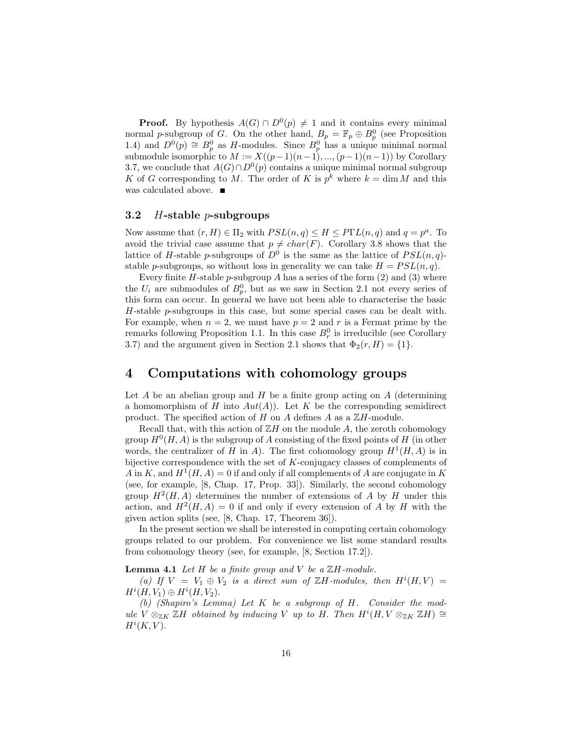**Proof.** By hypothesis $A(G) \cap D^0(p) \neq 1$ and it contains every minimal normal $p$-subgroup of $G$. On the other hand, $B_p = \mathbb{F}_p \oplus B_p^0$ (see Proposition 1.4) and $D^0(p) \cong B_p^0$ as $H$-modules. Since $B_p^0$ has a unique minimal normal submodule isomorphic to $M := X((p-1)(n-1), ..., (p-1)(n-1))$ by Corollary 3.7, we conclude that $A(G) \cap D^0(p)$ contains a unique minimal normal subgroup $K$ of $G$ corresponding to $M$. The order of $K$ is $p^k$ where $k = \dim M$ and this was calculated above. ∎

### 3.2 $H$-stable $p$-subgroups

Now assume that $(r, H) \in \Pi_2$ with $PSL(n, q) \leq H \leq P\Gamma L(n, q)$ and $q = p^a$. To avoid the trivial case assume that $p \neq char(F)$. Corollary 3.8 shows that the lattice of $H$-stable $p$-subgroups of $D^0$ is the same as the lattice of $PSL(n, q)$-stable $p$-subgroups, so without loss in generality we can take $H = PSL(n, q)$.

Every finite $H$-stable $p$-subgroup $A$ has a series of the form (2) and (3) where the $U_i$ are submodules of $B_p^0$, but as we saw in Section 2.1 not every series of this form can occur. In general we have not been able to characterise the basic $H$-stable $p$-subgroups in this case, but some special cases can be dealt with. For example, when $n = 2$, we must have $p = 2$ and $r$ is a Fermat prime by the remarks following Proposition 1.1. In this case $B_r^0$ is irreducible (see Corollary 3.7) and the argument given in Section 2.1 shows that $\Phi_2(r, H) = \{1\}$.

## 4 Computations with cohomology groups

Let $A$ be an abelian group and $H$ be a finite group acting on $A$ (determining a homomorphism of $H$ into $Aut(A)$). Let $K$ be the corresponding semidirect product. The specified action of $H$ on $A$ defines $A$ as a $\mathbb{Z}H$-module.

Recall that, with this action of $\mathbb{Z}H$ on the module $A$, the zeroth cohomology group $H^0(H, A)$ is the subgroup of $A$ consisting of the fixed points of $H$ (in other words, the centralizer of $H$ in $A$). The first cohomology group $H^1(H, A)$ is in bijective correspondence with the set of $K$-conjugacy classes of complements of $A$ in $K$, and $H^1(H, A) = 0$ if and only if all complements of $A$ are conjugate in $K$ (see, for example, [8, Chap. 17, Prop. 33]). Similarly, the second cohomology group $H^2(H, A)$ determines the number of extensions of $A$ by $H$ under this action, and $H^2(H, A) = 0$ if and only if every extension of $A$ by $H$ with the given action splits (see, [8, Chap. 17, Theorem 36]).

In the present section we shall be interested in computing certain cohomology groups related to our problem. For convenience we list some standard results from cohomology theory (see, for example, [8, Section 17.2]).

**Lemma 4.1** *Let $H$ be a finite group and $V$ be a $\mathbb{Z}H$-module.*

*(a) If $V = V_1 \oplus V_2$ is a direct sum of $\mathbb{Z}H$-modules, then $H^i(H, V) = H^i(H, V_1) \oplus H^i(H, V_2)$.*

*(b) (Shapiro's Lemma) Let $K$ be a subgroup of $H$. Consider the module $V \otimes_{\mathbb{Z}K} \mathbb{Z}H$ obtained by inducing $V$ up to $H$. Then $H^i(H, V \otimes_{\mathbb{Z}K} \mathbb{Z}H) \cong H^i(K, V)$.*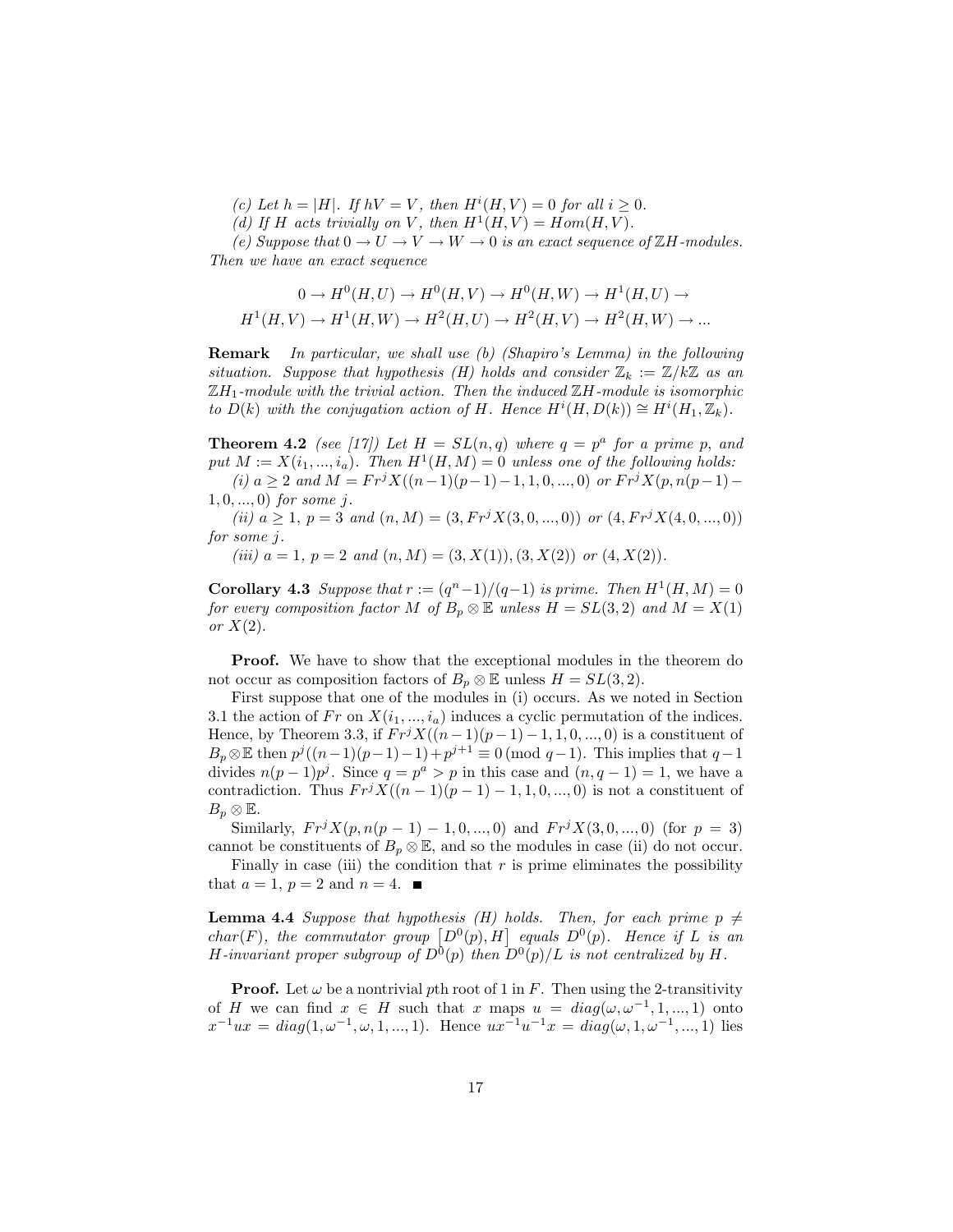*(c) Let $h = |H|$. If $hV = V$, then $H^i(H, V) = 0$ for all $i \geq 0$.*

*(d) If $H$ acts trivially on $V$, then $H^1(H, V) = Hom(H, V)$.*

*(e) Suppose that $0 \to U \to V \to W \to 0$ is an exact sequence of $\mathbb{Z}H$-modules. Then we have an exact sequence*

$$0 \to H^0(H, U) \to H^0(H, V) \to H^0(H, W) \to H^1(H, U) \to$$
$$H^1(H, V) \to H^1(H, W) \to H^2(H, U) \to H^2(H, V) \to H^2(H, W) \to ...$$

**Remark** *In particular, we shall use (b) (Shapiro's Lemma) in the following situation. Suppose that hypothesis (H) holds and consider $\mathbb{Z}_k := \mathbb{Z}/k\mathbb{Z}$ as an $\mathbb{Z}H_1$-module with the trivial action. Then the induced $\mathbb{Z}H$-module is isomorphic to $D(k)$ with the conjugation action of $H$. Hence $H^i(H, D(k)) \cong H^i(H_1, \mathbb{Z}_k)$.*

**Theorem 4.2** *(see [17]) Let $H = SL(n, q)$ where $q = p^a$ for a prime $p$, and put $M := X(i_1, ..., i_a)$. Then $H^1(H, M) = 0$ unless one of the following holds:*

*(i) $a \geq 2$ and $M = Fr^j X((n-1)(p-1)-1, 1, 0, ..., 0)$ or $Fr^j X(p, n(p-1)-1, 0, ..., 0)$ for some $j$.*

*(ii) $a \geq 1$, $p = 3$ and $(n, M) = (3, Fr^j X(3, 0, ..., 0))$ or $(4, Fr^j X(4, 0, ..., 0))$ for some $j$.*

*(iii) $a = 1$, $p = 2$ and $(n, M) = (3, X(1)), (3, X(2))$ or $(4, X(2))$.*

**Corollary 4.3** *Suppose that $r := (q^n-1)/(q-1)$ is prime. Then $H^1(H, M) = 0$ for every composition factor $M$ of $B_p \otimes \mathbb{E}$ unless $H = SL(3, 2)$ and $M = X(1)$ or $X(2)$.*

**Proof.** We have to show that the exceptional modules in the theorem do not occur as composition factors of $B_p \otimes \mathbb{E}$ unless $H = SL(3, 2)$.

First suppose that one of the modules in (i) occurs. As we noted in Section 3.1 the action of $Fr$ on $X(i_1, ..., i_a)$ induces a cyclic permutation of the indices. Hence, by Theorem 3.3, if $Fr^j X((n-1)(p-1)-1, 1, 0, ..., 0)$ is a constituent of $B_p \otimes \mathbb{E}$ then $p^j((n-1)(p-1)-1) + p^{j+1} \equiv 0 \pmod{q-1}$. This implies that $q-1$ divides $n(p-1)p^j$. Since $q = p^a > p$ in this case and $(n, q-1) = 1$, we have a contradiction. Thus $Fr^j X((n-1)(p-1)-1, 1, 0, ..., 0)$ is not a constituent of $B_p \otimes \mathbb{E}$.

Similarly, $Fr^j X(p, n(p-1)-1, 0, ..., 0)$ and $Fr^j X(3, 0, ..., 0)$ (for $p = 3$) cannot be constituents of $B_p \otimes \mathbb{E}$, and so the modules in case (ii) do not occur.

Finally in case (iii) the condition that $r$ is prime eliminates the possibility that $a = 1$, $p = 2$ and $n = 4$. ∎

**Lemma 4.4** *Suppose that hypothesis (H) holds. Then, for each prime $p \neq char(F)$, the commutator group $[D^0(p), H]$ equals $D^0(p)$. Hence if $L$ is an $H$-invariant proper subgroup of $D^0(p)$ then $D^0(p)/L$ is not centralized by $H$.*

**Proof.** Let $\omega$ be a nontrivial $p$th root of 1 in $F$. Then using the 2-transitivity of $H$ we can find $x \in H$ such that $x$ maps $u = diag(\omega, \omega^{-1}, 1, ..., 1)$ onto $x^{-1}ux = diag(1, \omega^{-1}, \omega, 1, ..., 1)$. Hence $ux^{-1}u^{-1}x = diag(\omega, 1, \omega^{-1}, ..., 1)$ lies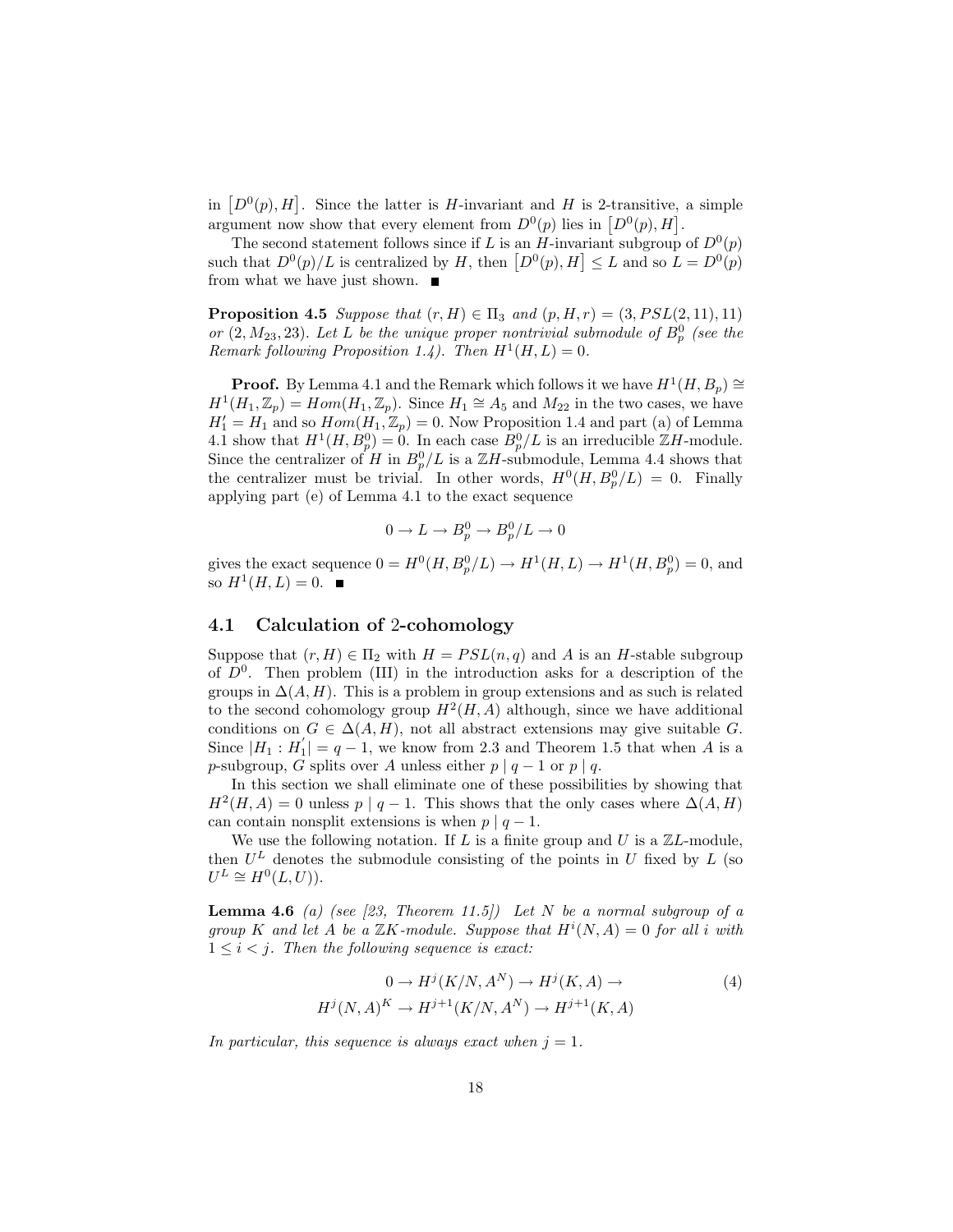in $[D^0(p), H]$. Since the latter is $H$-invariant and $H$ is 2-transitive, a simple argument now show that every element from $D^0(p)$ lies in $[D^0(p), H]$.

The second statement follows since if $L$ is an $H$-invariant subgroup of $D^0(p)$ such that $D^0(p)/L$ is centralized by $H$, then $[D^0(p), H] \leq L$ and so $L = D^0(p)$ from what we have just shown. ∎

**Proposition 4.5** *Suppose that $(r, H) \in \Pi_3$ and $(p, H, r) = (3, PSL(2, 11), 11)$ or $(2, M_{23}, 23)$. Let $L$ be the unique proper nontrivial submodule of $B_p^0$ (see the Remark following Proposition 1.4). Then $H^1(H, L) = 0$.*

**Proof.** By Lemma 4.1 and the Remark which follows it we have $H^1(H, B_p) \cong H^1(H_1, \mathbb{Z}_p) = Hom(H_1, \mathbb{Z}_p)$. Since $H_1 \cong A_5$ and $M_{22}$ in the two cases, we have $H_1' = H_1$ and so $Hom(H_1, \mathbb{Z}_p) = 0$. Now Proposition 1.4 and part (a) of Lemma 4.1 show that $H^1(H, B_p^0) = 0$. In each case $B_p^0/L$ is an irreducible $\mathbb{Z}H$-module. Since the centralizer of $H$ in $B_p^0/L$ is a $\mathbb{Z}H$-submodule, Lemma 4.4 shows that the centralizer must be trivial. In other words, $H^0(H, B_p^0/L) = 0$. Finally applying part (e) of Lemma 4.1 to the exact sequence

$$0 \to L \to B_p^0 \to B_p^0/L \to 0$$

gives the exact sequence $0 = H^0(H, B_p^0/L) \to H^1(H, L) \to H^1(H, B_p^0) = 0$, and so $H^1(H, L) = 0$. ∎

## 4.1 Calculation of 2-cohomology

Suppose that $(r, H) \in \Pi_2$ with $H = PSL(n, q)$ and $A$ is an $H$-stable subgroup of $D^0$. Then problem (III) in the introduction asks for a description of the groups in $\Delta(A, H)$. This is a problem in group extensions and as such is related to the second cohomology group $H^2(H, A)$ although, since we have additional conditions on $G \in \Delta(A, H)$, not all abstract extensions may give suitable $G$. Since $|H_1 : H_1'| = q - 1$, we know from 2.3 and Theorem 1.5 that when $A$ is a $p$-subgroup, $G$ splits over $A$ unless either $p \mid q - 1$ or $p \mid q$.

In this section we shall eliminate one of these possibilities by showing that $H^2(H, A) = 0$ unless $p \mid q - 1$. This shows that the only cases where $\Delta(A, H)$ can contain nonsplit extensions is when $p \mid q - 1$.

We use the following notation. If $L$ is a finite group and $U$ is a $\mathbb{Z}L$-module, then $U^L$ denotes the submodule consisting of the points in $U$ fixed by $L$ (so $U^L \cong H^0(L, U)$).

**Lemma 4.6** *(a) (see [23, Theorem 11.5]) Let $N$ be a normal subgroup of a group $K$ and let $A$ be a $\mathbb{Z}K$-module. Suppose that $H^i(N, A) = 0$ for all $i$ with $1 \leq i < j$. Then the following sequence is exact:*

$$\begin{aligned} 0 \to H^j(K/N, A^N) \to H^j(K, A) \to \\ H^j(N, A)^K \to H^{j+1}(K/N, A^N) \to H^{j+1}(K, A) \end{aligned} \tag{4}$$

*In particular, this sequence is always exact when $j = 1$.*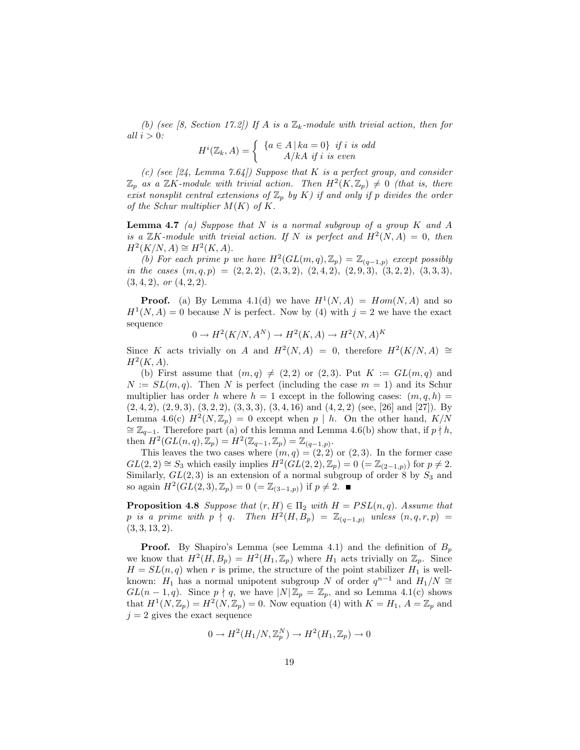*(b) (see [8, Section 17.2]) If $A$ is a $\mathbb{Z}_k$-module with trivial action, then for all $i > 0$:*

$$H^i(\mathbb{Z}_k, A) = \begin{cases} \{a \in A \mid ka = 0\} & \text{if } i \text{ is odd} \\ A/kA & \text{if } i \text{ is even} \end{cases}$$

*(c) (see [24, Lemma 7.64]) Suppose that $K$ is a perfect group, and consider $\mathbb{Z}_p$ as a $\mathbb{Z}K$-module with trivial action. Then $H^2(K, \mathbb{Z}_p) \neq 0$ (that is, there exist nonsplit central extensions of $\mathbb{Z}_p$ by $K$) if and only if $p$ divides the order of the Schur multiplier $M(K)$ of $K$.*

**Lemma 4.7** *(a) Suppose that $N$ is a normal subgroup of a group $K$ and $A$ is a $\mathbb{Z}K$-module with trivial action. If $N$ is perfect and $H^2(N, A) = 0$, then $H^2(K/N, A) \cong H^2(K, A)$.*

*(b) For each prime $p$ we have $H^2(GL(m, q), \mathbb{Z}_p) = \mathbb{Z}_{(q-1,p)}$ except possibly in the cases $(m, q, p) = (2, 2, 2)$, $(2, 3, 2)$, $(2, 4, 2)$, $(2, 9, 3)$, $(3, 2, 2)$, $(3, 3, 3)$, $(3, 4, 2)$, or $(4, 2, 2)$.*

**Proof.** (a) By Lemma 4.1(d) we have $H^1(N, A) = Hom(N, A)$ and so $H^1(N, A) = 0$ because $N$ is perfect. Now by (4) with $j = 2$ we have the exact sequence

$$0 \to H^2(K/N, A^N) \to H^2(K, A) \to H^2(N, A)^K$$

Since $K$ acts trivially on $A$ and $H^2(N, A) = 0$, therefore $H^2(K/N, A) \cong H^2(K, A)$.

(b) First assume that $(m, q) \neq (2, 2)$ or $(2, 3)$. Put $K := GL(m, q)$ and $N := SL(m, q)$. Then $N$ is perfect (including the case $m = 1$) and its Schur multiplier has order $h$ where $h = 1$ except in the following cases: $(m, q, h) = (2, 4, 2)$, $(2, 9, 3)$, $(3, 2, 2)$, $(3, 3, 3)$, $(3, 4, 16)$ and $(4, 2, 2)$ (see, [26] and [27]). By Lemma 4.6(c) $H^2(N, \mathbb{Z}_p) = 0$ except when $p \mid h$. On the other hand, $K/N \cong \mathbb{Z}_{q-1}$. Therefore part (a) of this lemma and Lemma 4.6(b) show that, if $p \nmid h$, then $H^2(GL(n, q), \mathbb{Z}_p) = H^2(\mathbb{Z}_{q-1}, \mathbb{Z}_p) = \mathbb{Z}_{(q-1,p)}$.

This leaves the two cases where $(m, q) = (2, 2)$ or $(2, 3)$. In the former case $GL(2, 2) \cong S_3$ which easily implies $H^2(GL(2, 2), \mathbb{Z}_p) = 0$ $(= \mathbb{Z}_{(2-1,p)})$ for $p \neq 2$. Similarly, $GL(2, 3)$ is an extension of a normal subgroup of order 8 by $S_3$ and so again $H^2(GL(2, 3), \mathbb{Z}_p) = 0$ $(= \mathbb{Z}_{(3-1,p)})$ if $p \neq 2$. ∎

**Proposition 4.8** *Suppose that $(r, H) \in \Pi_2$ with $H = PSL(n, q)$. Assume that $p$ is a prime with $p \nmid q$. Then $H^2(H, B_p) = \mathbb{Z}_{(q-1,p)}$ unless $(n, q, r, p) = (3, 3, 13, 2)$.*

**Proof.** By Shapiro's Lemma (see Lemma 4.1) and the definition of $B_p$ we know that $H^2(H, B_p) = H^2(H_1, \mathbb{Z}_p)$ where $H_1$ acts trivially on $\mathbb{Z}_p$. Since $H = SL(n, q)$ when $r$ is prime, the structure of the point stabilizer $H_1$ is well-known: $H_1$ has a normal unipotent subgroup $N$ of order $q^{n-1}$ and $H_1/N \cong GL(n-1, q)$. Since $p \nmid q$, we have $|N| \mathbb{Z}_p = \mathbb{Z}_p$, and so Lemma 4.1(c) shows that $H^1(N, \mathbb{Z}_p) = H^2(N, \mathbb{Z}_p) = 0$. Now equation (4) with $K = H_1$, $A = \mathbb{Z}_p$ and $j = 2$ gives the exact sequence

$$0 \to H^2(H_1/N, \mathbb{Z}_p^N) \to H^2(H_1, \mathbb{Z}_p) \to 0$$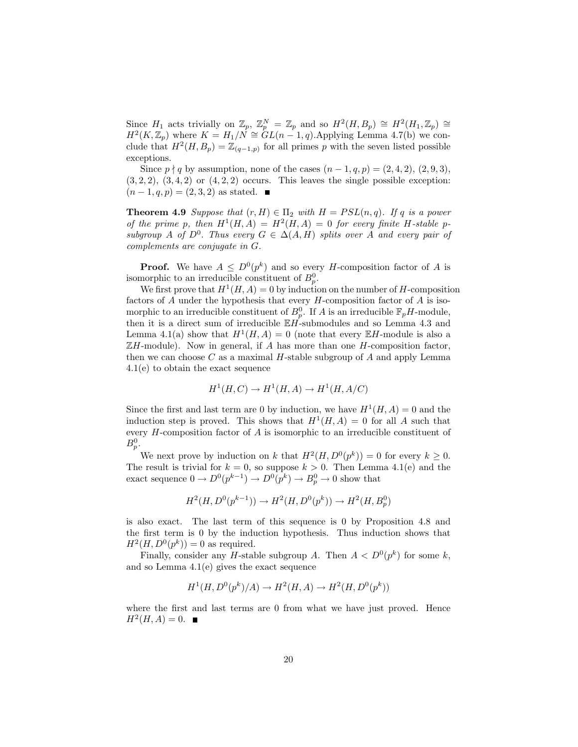Since $H_1$ acts trivially on $\mathbb{Z}_p$, $\mathbb{Z}_p^N = \mathbb{Z}_p$ and so $H^2(H, B_p) \cong H^2(H_1, \mathbb{Z}_p) \cong H^2(K, \mathbb{Z}_p)$ where $K = H_1/N \cong GL(n-1, q)$.Applying Lemma 4.7(b) we conclude that $H^2(H, B_p) = \mathbb{Z}_{(q-1,p)}$ for all primes $p$ with the seven listed possible exceptions.

Since $p \nmid q$ by assumption, none of the cases $(n-1, q, p) = (2, 4, 2)$, $(2, 9, 3)$, $(3, 2, 2)$, $(3, 4, 2)$ or $(4, 2, 2)$ occurs. This leaves the single possible exception: $(n-1, q, p) = (2, 3, 2)$ as stated. ∎

**Theorem 4.9** *Suppose that $(r, H) \in \Pi_2$ with $H = PSL(n, q)$. If $q$ is a power of the prime $p$, then $H^1(H, A) = H^2(H, A) = 0$ for every finite $H$-stable $p$-subgroup $A$ of $D^0$. Thus every $G \in \Delta(A, H)$ splits over $A$ and every pair of complements are conjugate in $G$.*

**Proof.** We have $A \leq D^0(p^k)$ and so every $H$-composition factor of $A$ is isomorphic to an irreducible constituent of $B_p^0$.

We first prove that $H^1(H, A) = 0$ by induction on the number of $H$-composition factors of $A$ under the hypothesis that every $H$-composition factor of $A$ is isomorphic to an irreducible constituent of $B_p^0$. If $A$ is an irreducible $\mathbb{F}_p H$-module, then it is a direct sum of irreducible $\mathbb{E}H$-submodules and so Lemma 4.3 and Lemma 4.1(a) show that $H^1(H, A) = 0$ (note that every $\mathbb{E}H$-module is also a $\mathbb{Z}H$-module). Now in general, if $A$ has more than one $H$-composition factor, then we can choose $C$ as a maximal $H$-stable subgroup of $A$ and apply Lemma 4.1(e) to obtain the exact sequence

$$H^1(H, C) \to H^1(H, A) \to H^1(H, A/C)$$

Since the first and last term are 0 by induction, we have $H^1(H, A) = 0$ and the induction step is proved. This shows that $H^1(H, A) = 0$ for all $A$ such that every $H$-composition factor of $A$ is isomorphic to an irreducible constituent of $B_p^0$.

We next prove by induction on $k$ that $H^2(H, D^0(p^k)) = 0$ for every $k \geq 0$. The result is trivial for $k = 0$, so suppose $k > 0$. Then Lemma 4.1(e) and the exact sequence $0 \to D^0(p^{k-1}) \to D^0(p^k) \to B_p^0 \to 0$ show that

$$H^2(H, D^0(p^{k-1})) \to H^2(H, D^0(p^k)) \to H^2(H, B_p^0)$$

is also exact. The last term of this sequence is 0 by Proposition 4.8 and the first term is 0 by the induction hypothesis. Thus induction shows that $H^2(H, D^0(p^k)) = 0$ as required.

Finally, consider any $H$-stable subgroup $A$. Then $A < D^0(p^k)$ for some $k$, and so Lemma 4.1(e) gives the exact sequence

$$H^1(H, D^0(p^k)/A) \to H^2(H, A) \to H^2(H, D^0(p^k))$$

where the first and last terms are 0 from what we have just proved. Hence $H^2(H, A) = 0$. ∎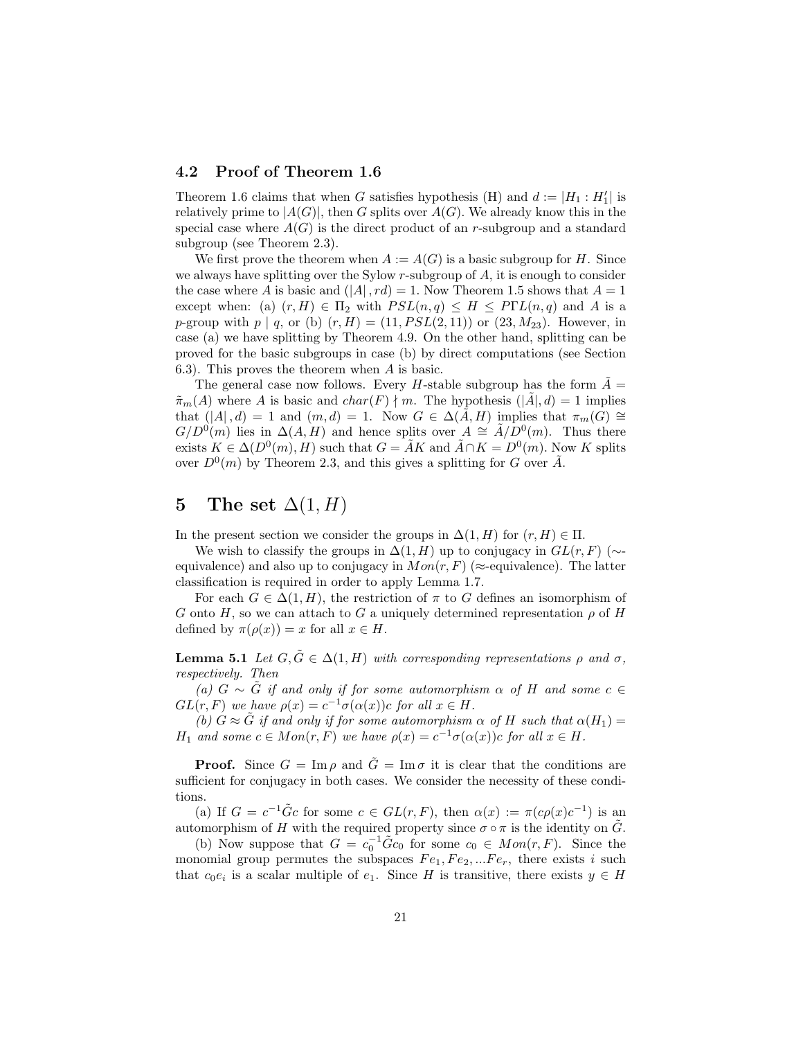### 4.2 Proof of Theorem 1.6

Theorem 1.6 claims that when $G$ satisfies hypothesis (H) and $d := |H_1 : H_1'|$ is relatively prime to $|A(G)|$, then $G$ splits over $A(G)$. We already know this in the special case where $A(G)$ is the direct product of an $r$-subgroup and a standard subgroup (see Theorem 2.3).

We first prove the theorem when $A := A(G)$ is a basic subgroup for $H$. Since we always have splitting over the Sylow $r$-subgroup of $A$, it is enough to consider the case where $A$ is basic and $(|A|, rd) = 1$. Now Theorem 1.5 shows that $A = 1$ except when: (a) $(r, H) \in \Pi_2$ with $PSL(n, q) \leq H \leq P\Gamma L(n, q)$ and $A$ is a $p$-group with $p \mid q$, or (b) $(r, H) = (11, PSL(2, 11))$ or $(23, M_{23})$. However, in case (a) we have splitting by Theorem 4.9. On the other hand, splitting can be proved for the basic subgroups in case (b) by direct computations (see Section 6.3). This proves the theorem when $A$ is basic.

The general case now follows. Every $H$-stable subgroup has the form $\tilde{A} = \tilde{\pi}_m(A)$ where $A$ is basic and $char(F) \nmid m$. The hypothesis $(|\tilde{A}|, d) = 1$ implies that $(|A|, d) = 1$ and $(m, d) = 1$. Now $G \in \Delta(\tilde{A}, H)$ implies that $\pi_m(G) \cong G/D^0(m)$ lies in $\Delta(A, H)$ and hence splits over $A \cong \tilde{A}/D^0(m)$. Thus there exists $K \in \Delta(D^0(m), H)$ such that $G = \tilde{A}K$ and $\tilde{A} \cap K = D^0(m)$. Now $K$ splits over $D^0(m)$ by Theorem 2.3, and this gives a splitting for $G$ over $\tilde{A}$.

# 5 The set $\Delta(1, H)$

In the present section we consider the groups in $\Delta(1, H)$ for $(r, H) \in \Pi$.

We wish to classify the groups in $\Delta(1, H)$ up to conjugacy in $GL(r, F)$ ($\sim$-equivalence) and also up to conjugacy in $Mon(r, F)$ ($\approx$-equivalence). The latter classification is required in order to apply Lemma 1.7.

For each $G \in \Delta(1, H)$, the restriction of $\pi$ to $G$ defines an isomorphism of $G$ onto $H$, so we can attach to $G$ a uniquely determined representation $\rho$ of $H$ defined by $\pi(\rho(x)) = x$ for all $x \in H$.

**Lemma 5.1** *Let $G, \tilde{G} \in \Delta(1, H)$ with corresponding representations $\rho$ and $\sigma$, respectively. Then*

*(a) $G \sim \tilde{G}$ if and only if for some automorphism $\alpha$ of $H$ and some $c \in GL(r, F)$ we have $\rho(x) = c^{-1}\sigma(\alpha(x))c$ for all $x \in H$.*

*(b) $G \approx \tilde{G}$ if and only if for some automorphism $\alpha$ of $H$ such that $\alpha(H_1) = H_1$ and some $c \in Mon(r, F)$ we have $\rho(x) = c^{-1}\sigma(\alpha(x))c$ for all $x \in H$.*

**Proof.** Since $G = \operatorname{Im} \rho$ and $\tilde{G} = \operatorname{Im} \sigma$ it is clear that the conditions are sufficient for conjugacy in both cases. We consider the necessity of these conditions.

(a) If $G = c^{-1}\tilde{G}c$ for some $c \in GL(r, F)$, then $\alpha(x) := \pi(c\rho(x)c^{-1})$ is an automorphism of $H$ with the required property since $\sigma \circ \pi$ is the identity on $\tilde{G}$.

(b) Now suppose that $G = c_0^{-1}\tilde{G}c_0$ for some $c_0 \in Mon(r, F)$. Since the monomial group permutes the subspaces $Fe_1, Fe_2, ...Fe_r$, there exists $i$ such that $c_0 e_i$ is a scalar multiple of $e_1$. Since $H$ is transitive, there exists $y \in H$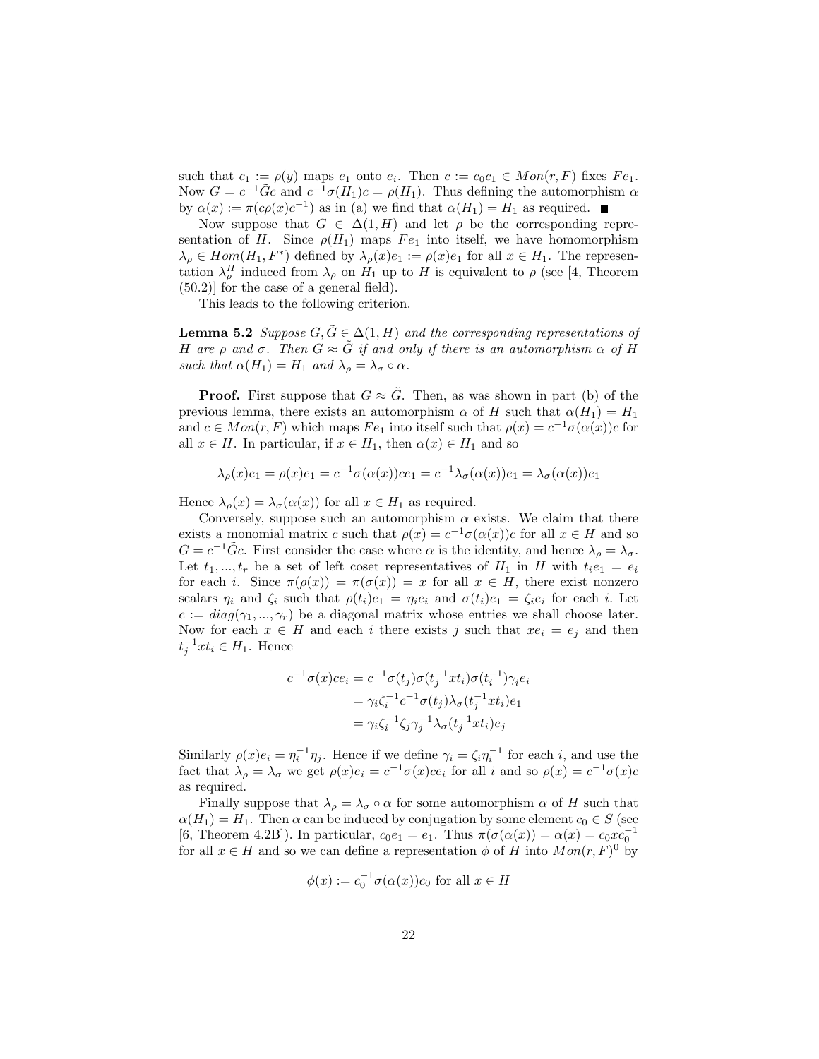such that $c_1 := \rho(y)$ maps $e_1$ onto $e_i$. Then $c := c_0c_1 \in Mon(r, F)$ fixes $Fe_1$. Now $G = c^{-1}\tilde{G}c$ and $c^{-1}\sigma(H_1)c = \rho(H_1)$. Thus defining the automorphism $\alpha$ by $\alpha(x) := \pi(c\rho(x)c^{-1})$ as in (a) we find that $\alpha(H_1) = H_1$ as required. ■

Now suppose that $G \in \Delta(1, H)$ and let $\rho$ be the corresponding representation of $H$. Since $\rho(H_1)$ maps $Fe_1$ into itself, we have homomorphism $\lambda_\rho \in Hom(H_1, F^*)$ defined by $\lambda_\rho(x)e_1 := \rho(x)e_1$ for all $x \in H_1$. The representation $\lambda_\rho^H$ induced from $\lambda_\rho$ on $H_1$ up to $H$ is equivalent to $\rho$ (see [4, Theorem (50.2)] for the case of a general field).

This leads to the following criterion.

**Lemma 5.2** *Suppose $G, \tilde{G} \in \Delta(1, H)$ and the corresponding representations of $H$ are $\rho$ and $\sigma$. Then $G \approx \tilde{G}$ if and only if there is an automorphism $\alpha$ of $H$ such that $\alpha(H_1) = H_1$ and $\lambda_\rho = \lambda_\sigma \circ \alpha$.*

**Proof.** First suppose that $G \approx \tilde{G}$. Then, as was shown in part (b) of the previous lemma, there exists an automorphism $\alpha$ of $H$ such that $\alpha(H_1) = H_1$ and $c \in Mon(r, F)$ which maps $Fe_1$ into itself such that $\rho(x) = c^{-1}\sigma(\alpha(x))c$ for all $x \in H$. In particular, if $x \in H_1$, then $\alpha(x) \in H_1$ and so

$$\lambda_\rho(x)e_1 = \rho(x)e_1 = c^{-1}\sigma(\alpha(x))ce_1 = c^{-1}\lambda_\sigma(\alpha(x))e_1 = \lambda_\sigma(\alpha(x))e_1$$

Hence $\lambda_\rho(x) = \lambda_\sigma(\alpha(x))$ for all $x \in H_1$ as required.

Conversely, suppose such an automorphism $\alpha$ exists. We claim that there exists a monomial matrix $c$ such that $\rho(x) = c^{-1}\sigma(\alpha(x))c$ for all $x \in H$ and so $G = c^{-1}\tilde{G}c$. First consider the case where $\alpha$ is the identity, and hence $\lambda_\rho = \lambda_\sigma$. Let $t_1, ..., t_r$ be a set of left coset representatives of $H_1$ in $H$ with $t_ie_1 = e_i$ for each $i$. Since $\pi(\rho(x)) = \pi(\sigma(x)) = x$ for all $x \in H$, there exist nonzero scalars $\eta_i$ and $\zeta_i$ such that $\rho(t_i)e_1 = \eta_ie_i$ and $\sigma(t_i)e_1 = \zeta_ie_i$ for each $i$. Let $c := diag(\gamma_1, ..., \gamma_r)$ be a diagonal matrix whose entries we shall choose later. Now for each $x \in H$ and each $i$ there exists $j$ such that $xe_i = e_j$ and then $t_j^{-1}xt_i \in H_1$. Hence

$$\begin{aligned} c^{-1}\sigma(x)ce_i &= c^{-1}\sigma(t_j)\sigma(t_j^{-1}xt_i)\sigma(t_i^{-1})\gamma_ie_i \\ &= \gamma_i\zeta_i^{-1}c^{-1}\sigma(t_j)\lambda_\sigma(t_j^{-1}xt_i)e_1 \\ &= \gamma_i\zeta_i^{-1}\zeta_j\gamma_j^{-1}\lambda_\sigma(t_j^{-1}xt_i)e_j \end{aligned}$$

Similarly $\rho(x)e_i = \eta_i^{-1}\eta_j$. Hence if we define $\gamma_i = \zeta_i\eta_i^{-1}$ for each $i$, and use the fact that $\lambda_\rho = \lambda_\sigma$ we get $\rho(x)e_i = c^{-1}\sigma(x)ce_i$ for all $i$ and so $\rho(x) = c^{-1}\sigma(x)c$ as required.

Finally suppose that $\lambda_\rho = \lambda_\sigma \circ \alpha$ for some automorphism $\alpha$ of $H$ such that $\alpha(H_1) = H_1$. Then $\alpha$ can be induced by conjugation by some element $c_0 \in S$ (see [6, Theorem 4.2B]). In particular, $c_0e_1 = e_1$. Thus $\pi(\sigma(\alpha(x)) = \alpha(x) = c_0xc_0^{-1}$ for all $x \in H$ and so we can define a representation $\phi$ of $H$ into $Mon(r, F)^0$ by

$$\phi(x) := c_0^{-1}\sigma(\alpha(x))c_0 \text{ for all } x \in H$$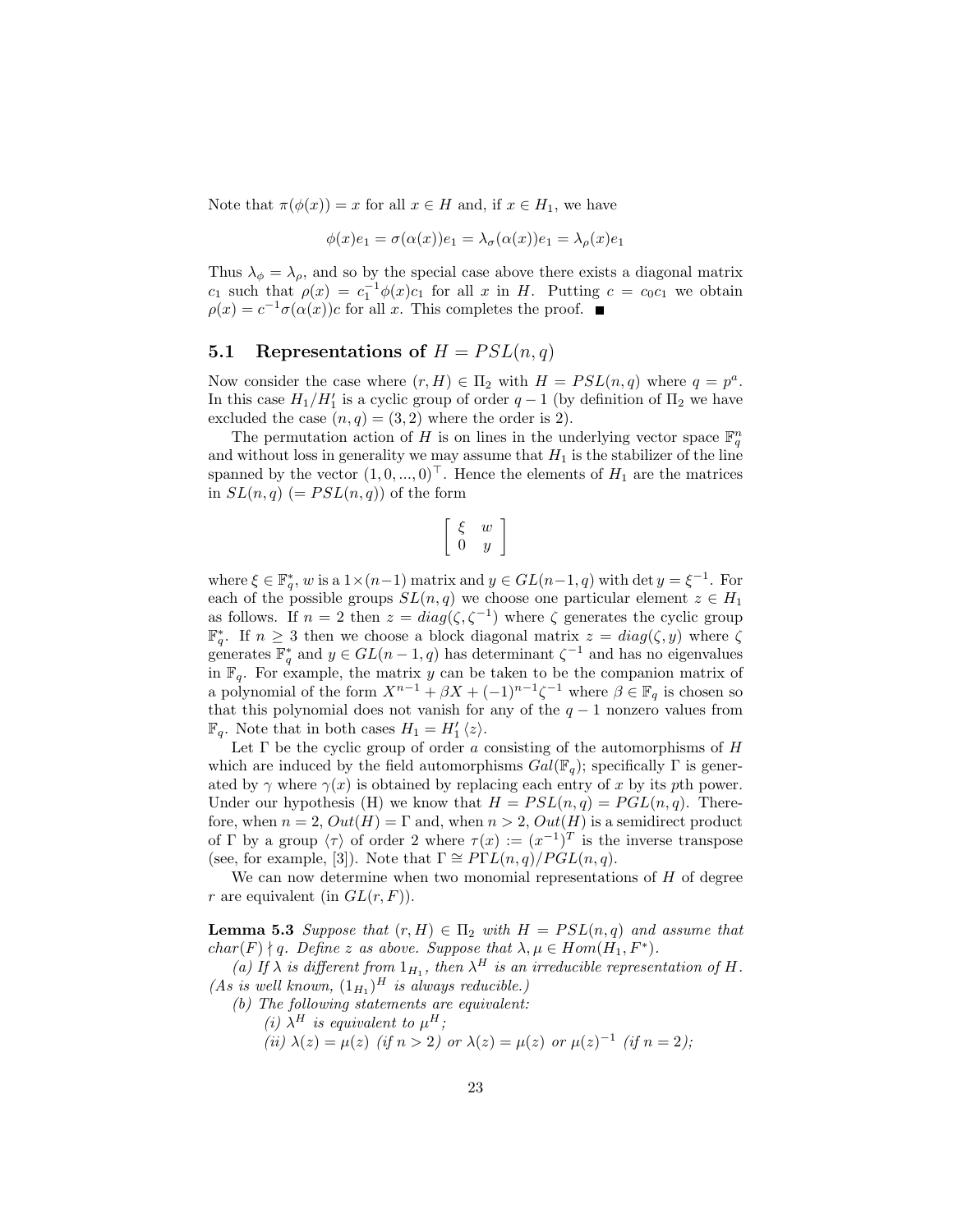Note that $\pi(\phi(x)) = x$ for all $x \in H$ and, if $x \in H_1$, we have

$$\phi(x)e_1 = \sigma(\alpha(x))e_1 = \lambda_\sigma(\alpha(x))e_1 = \lambda_\rho(x)e_1$$

Thus $\lambda_\phi = \lambda_\rho$, and so by the special case above there exists a diagonal matrix $c_1$ such that $\rho(x) = c_1^{-1}\phi(x)c_1$ for all $x$ in $H$. Putting $c = c_0c_1$ we obtain $\rho(x) = c^{-1}\sigma(\alpha(x))c$ for all $x$. This completes the proof. ■

## 5.1 Representations of $H = PSL(n, q)$

Now consider the case where $(r, H) \in \Pi_2$ with $H = PSL(n, q)$ where $q = p^a$. In this case $H_1/H_1'$ is a cyclic group of order $q - 1$ (by definition of $\Pi_2$ we have excluded the case $(n, q) = (3, 2)$ where the order is 2).

The permutation action of $H$ is on lines in the underlying vector space $\mathbb{F}_q^n$ and without loss in generality we may assume that $H_1$ is the stabilizer of the line spanned by the vector $(1, 0, ..., 0)^\top$. Hence the elements of $H_1$ are the matrices in $SL(n, q)$ $(= PSL(n, q))$ of the form

$$\begin{bmatrix} \xi & w \\ 0 & y \end{bmatrix}$$

where $\xi \in \mathbb{F}_q^*$, $w$ is a $1 \times (n-1)$ matrix and $y \in GL(n-1, q)$ with $\det y = \xi^{-1}$. For each of the possible groups $SL(n, q)$ we choose one particular element $z \in H_1$ as follows. If $n = 2$ then $z = diag(\zeta, \zeta^{-1})$ where $\zeta$ generates the cyclic group $\mathbb{F}_q^*$. If $n \geq 3$ then we choose a block diagonal matrix $z = diag(\zeta, y)$ where $\zeta$ generates $\mathbb{F}_q^*$ and $y \in GL(n-1, q)$ has determinant $\zeta^{-1}$ and has no eigenvalues in $\mathbb{F}_q$. For example, the matrix $y$ can be taken to be the companion matrix of a polynomial of the form $X^{n-1} + \beta X + (-1)^{n-1}\zeta^{-1}$ where $\beta \in \mathbb{F}_q$ is chosen so that this polynomial does not vanish for any of the $q - 1$ nonzero values from $\mathbb{F}_q$. Note that in both cases $H_1 = H_1' \langle z \rangle$.

Let $\Gamma$ be the cyclic group of order $a$ consisting of the automorphisms of $H$ which are induced by the field automorphisms $Gal(\mathbb{F}_q)$; specifically $\Gamma$ is generated by $\gamma$ where $\gamma(x)$ is obtained by replacing each entry of $x$ by its $p$th power. Under our hypothesis (H) we know that $H = PSL(n, q) = PGL(n, q)$. Therefore, when $n = 2$, $Out(H) = \Gamma$ and, when $n > 2$, $Out(H)$ is a semidirect product of $\Gamma$ by a group $\langle \tau \rangle$ of order 2 where $\tau(x) := (x^{-1})^T$ is the inverse transpose (see, for example, [3]). Note that $\Gamma \cong P\Gamma L(n, q)/PGL(n, q)$.

We can now determine when two monomial representations of $H$ of degree $r$ are equivalent (in $GL(r, F)$).

**Lemma 5.3** *Suppose that $(r, H) \in \Pi_2$ with $H = PSL(n, q)$ and assume that $char(F) \nmid q$. Define $z$ as above. Suppose that $\lambda, \mu \in Hom(H_1, F^*)$.*

*(a) If $\lambda$ is different from $1_{H_1}$, then $\lambda^H$ is an irreducible representation of $H$. (As is well known, $(1_{H_1})^H$ is always reducible.)*

*(b) The following statements are equivalent:*

*(i) $\lambda^H$ is equivalent to $\mu^H$;*

*(ii) $\lambda(z) = \mu(z)$ (if $n > 2$) or $\lambda(z) = \mu(z)$ or $\mu(z)^{-1}$ (if $n = 2$);*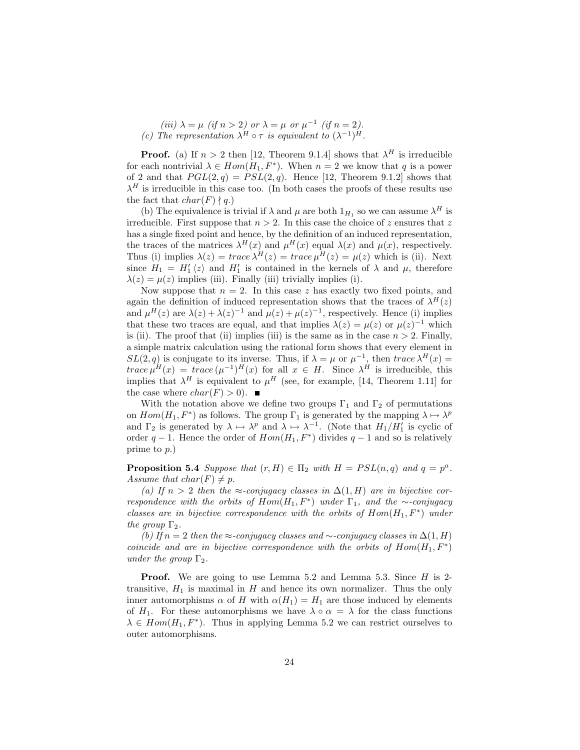*(iii)* $\lambda = \mu$ *(if* $n > 2$*) or* $\lambda = \mu$ *or* $\mu^{-1}$ *(if* $n = 2$*).*

*(c) The representation* $\lambda^H \circ \tau$ *is equivalent to* $(\lambda^{-1})^H$*.*

**Proof.** (a) If $n > 2$ then [12, Theorem 9.1.4] shows that $\lambda^H$ is irreducible for each nontrivial $\lambda \in Hom(H_1, F^*)$. When $n = 2$ we know that $q$ is a power of 2 and that $PGL(2, q) = PSL(2, q)$. Hence [12, Theorem 9.1.2] shows that $\lambda^H$ is irreducible in this case too. (In both cases the proofs of these results use the fact that $char(F) \nmid q$.)

(b) The equivalence is trivial if $\lambda$ and $\mu$ are both $1_{H_1}$ so we can assume $\lambda^H$ is irreducible. First suppose that $n > 2$. In this case the choice of $z$ ensures that $z$ has a single fixed point and hence, by the definition of an induced representation, the traces of the matrices $\lambda^H(x)$ and $\mu^H(x)$ equal $\lambda(x)$ and $\mu(x)$, respectively. Thus (i) implies $\lambda(z) = trace\, \lambda^H(z) = trace\, \mu^H(z) = \mu(z)$ which is (ii). Next since $H_1 = H_1' \langle z \rangle$ and $H_1'$ is contained in the kernels of $\lambda$ and $\mu$, therefore $\lambda(z) = \mu(z)$ implies (iii). Finally (iii) trivially implies (i).

Now suppose that $n = 2$. In this case $z$ has exactly two fixed points, and again the definition of induced representation shows that the traces of $\lambda^H(z)$ and $\mu^H(z)$ are $\lambda(z) + \lambda(z)^{-1}$ and $\mu(z) + \mu(z)^{-1}$, respectively. Hence (i) implies that these two traces are equal, and that implies $\lambda(z) = \mu(z)$ or $\mu(z)^{-1}$ which is (ii). The proof that (ii) implies (iii) is the same as in the case $n > 2$. Finally, a simple matrix calculation using the rational form shows that every element in $SL(2, q)$ is conjugate to its inverse. Thus, if $\lambda = \mu$ or $\mu^{-1}$, then $trace\, \lambda^H(x) = trace\, \mu^H(x) = trace\, (\mu^{-1})^H(x)$ for all $x \in H$. Since $\lambda^H$ is irreducible, this implies that $\lambda^H$ is equivalent to $\mu^H$ (see, for example, [14, Theorem 1.11] for the case where $char(F) > 0$). ∎

With the notation above we define two groups $\Gamma_1$ and $\Gamma_2$ of permutations on $Hom(H_1, F^*)$ as follows. The group $\Gamma_1$ is generated by the mapping $\lambda \mapsto \lambda^p$ and $\Gamma_2$ is generated by $\lambda \mapsto \lambda^p$ and $\lambda \mapsto \lambda^{-1}$. (Note that $H_1/H_1'$ is cyclic of order $q - 1$. Hence the order of $Hom(H_1, F^*)$ divides $q - 1$ and so is relatively prime to $p$.)

**Proposition 5.4** *Suppose that* $(r, H) \in \Pi_2$ *with* $H = PSL(n, q)$ *and* $q = p^a$*. Assume that* $char(F) \neq p$*.*

*(a) If* $n > 2$ *then the* $\approx$*-conjugacy classes in* $\Delta(1, H)$ *are in bijective correspondence with the orbits of* $Hom(H_1, F^*)$ *under* $\Gamma_1$*, and the* $\sim$*-conjugacy classes are in bijective correspondence with the orbits of* $Hom(H_1, F^*)$ *under the group* $\Gamma_2$*.*

*(b) If* $n = 2$ *then the* $\approx$*-conjugacy classes and* $\sim$*-conjugacy classes in* $\Delta(1, H)$ *coincide and are in bijective correspondence with the orbits of* $Hom(H_1, F^*)$ *under the group* $\Gamma_2$*.*

**Proof.** We are going to use Lemma 5.2 and Lemma 5.3. Since $H$ is 2-transitive, $H_1$ is maximal in $H$ and hence its own normalizer. Thus the only inner automorphisms $\alpha$ of $H$ with $\alpha(H_1) = H_1$ are those induced by elements of $H_1$. For these automorphisms we have $\lambda \circ \alpha = \lambda$ for the class functions $\lambda \in Hom(H_1, F^*)$. Thus in applying Lemma 5.2 we can restrict ourselves to outer automorphisms.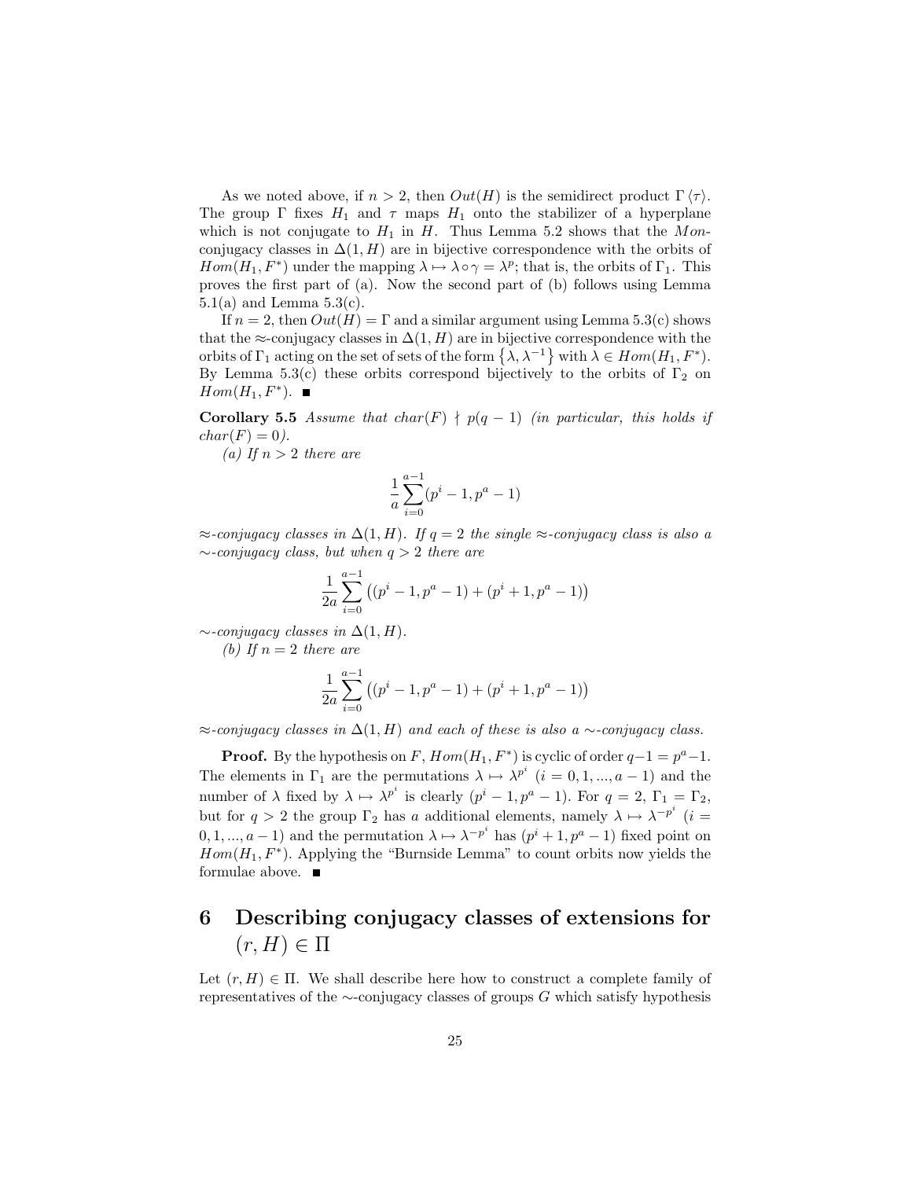As we noted above, if $n > 2$, then $Out(H)$ is the semidirect product $\Gamma \langle \tau \rangle$. The group $\Gamma$ fixes $H_1$ and $\tau$ maps $H_1$ onto the stabilizer of a hyperplane which is not conjugate to $H_1$ in $H$. Thus Lemma 5.2 shows that the $Mon$-conjugacy classes in $\Delta(1, H)$ are in bijective correspondence with the orbits of $Hom(H_1, F^*)$ under the mapping $\lambda \mapsto \lambda \circ \gamma = \lambda^p$; that is, the orbits of $\Gamma_1$. This proves the first part of (a). Now the second part of (b) follows using Lemma 5.1(a) and Lemma 5.3(c).

If $n = 2$, then $Out(H) = \Gamma$ and a similar argument using Lemma 5.3(c) shows that the $\approx$-conjugacy classes in $\Delta(1, H)$ are in bijective correspondence with the orbits of $\Gamma_1$ acting on the set of sets of the form $\{\lambda, \lambda^{-1}\}$ with $\lambda \in Hom(H_1, F^*)$. By Lemma 5.3(c) these orbits correspond bijectively to the orbits of $\Gamma_2$ on $Hom(H_1, F^*)$. ∎

**Corollary 5.5** *Assume that $char(F) \nmid p(q-1)$ (in particular, this holds if $char(F) = 0$).*

*(a) If $n > 2$ there are*

$$\frac{1}{a}\sum_{i=0}^{a-1}(p^i - 1, p^a - 1)$$

*$\approx$-conjugacy classes in $\Delta(1, H)$. If $q = 2$ the single $\approx$-conjugacy class is also a $\sim$-conjugacy class, but when $q > 2$ there are*

$$\frac{1}{2a}\sum_{i=0}^{a-1}\left((p^i - 1, p^a - 1) + (p^i + 1, p^a - 1)\right)$$

*$\sim$-conjugacy classes in $\Delta(1, H)$.*

*(b) If $n = 2$ there are*

$$\frac{1}{2a}\sum_{i=0}^{a-1}\left((p^i - 1, p^a - 1) + (p^i + 1, p^a - 1)\right)$$

*$\approx$-conjugacy classes in $\Delta(1, H)$ and each of these is also a $\sim$-conjugacy class.*

**Proof.** By the hypothesis on $F$, $Hom(H_1, F^*)$ is cyclic of order $q-1 = p^a-1$. The elements in $\Gamma_1$ are the permutations $\lambda \mapsto \lambda^{p^i}$ $(i = 0, 1, ..., a-1)$ and the number of $\lambda$ fixed by $\lambda \mapsto \lambda^{p^i}$ is clearly $(p^i - 1, p^a - 1)$. For $q = 2$, $\Gamma_1 = \Gamma_2$, but for $q > 2$ the group $\Gamma_2$ has $a$ additional elements, namely $\lambda \mapsto \lambda^{-p^i}$ $(i = 0, 1, ..., a-1)$ and the permutation $\lambda \mapsto \lambda^{-p^i}$ has $(p^i + 1, p^a - 1)$ fixed point on $Hom(H_1, F^*)$. Applying the "Burnside Lemma" to count orbits now yields the formulae above. ∎

# 6 Describing conjugacy classes of extensions for $(r, H) \in \Pi$

Let $(r, H) \in \Pi$. We shall describe here how to construct a complete family of representatives of the $\sim$-conjugacy classes of groups $G$ which satisfy hypothesis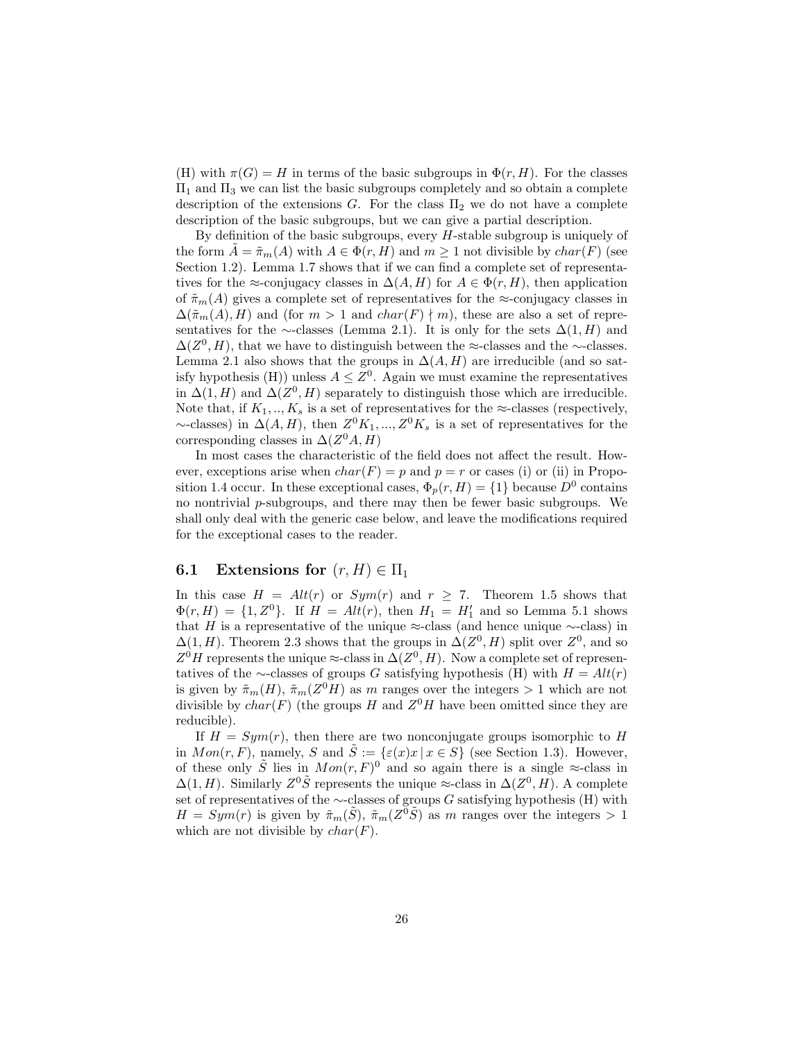(H) with $\pi(G) = H$ in terms of the basic subgroups in $\Phi(r, H)$. For the classes $\Pi_1$ and $\Pi_3$ we can list the basic subgroups completely and so obtain a complete description of the extensions $G$. For the class $\Pi_2$ we do not have a complete description of the basic subgroups, but we can give a partial description.

By definition of the basic subgroups, every $H$-stable subgroup is uniquely of the form $\tilde{A} = \tilde{\pi}_m(A)$ with $A \in \Phi(r, H)$ and $m \geq 1$ not divisible by $char(F)$ (see Section 1.2). Lemma 1.7 shows that if we can find a complete set of representatives for the $\approx$-conjugacy classes in $\Delta(A, H)$ for $A \in \Phi(r, H)$, then application of $\tilde{\pi}_m(A)$ gives a complete set of representatives for the $\approx$-conjugacy classes in $\Delta(\tilde{\pi}_m(A), H)$ and (for $m > 1$ and $char(F) \nmid m$), these are also a set of representatives for the $\sim$-classes (Lemma 2.1). It is only for the sets $\Delta(1, H)$ and $\Delta(Z^0, H)$, that we have to distinguish between the $\approx$-classes and the $\sim$-classes. Lemma 2.1 also shows that the groups in $\Delta(A, H)$ are irreducible (and so satisfy hypothesis (H)) unless $A \leq Z^0$. Again we must examine the representatives in $\Delta(1, H)$ and $\Delta(Z^0, H)$ separately to distinguish those which are irreducible. Note that, if $K_1, .., K_s$ is a set of representatives for the $\approx$-classes (respectively, $\sim$-classes) in $\Delta(A, H)$, then $Z^0K_1, ..., Z^0K_s$ is a set of representatives for the corresponding classes in $\Delta(Z^0A, H)$

In most cases the characteristic of the field does not affect the result. However, exceptions arise when $char(F) = p$ and $p = r$ or cases (i) or (ii) in Proposition 1.4 occur. In these exceptional cases, $\Phi_p(r, H) = \{1\}$ because $D^0$ contains no nontrivial $p$-subgroups, and there may then be fewer basic subgroups. We shall only deal with the generic case below, and leave the modifications required for the exceptional cases to the reader.

## 6.1 Extensions for $(r, H) \in \Pi_1$

In this case $H = Alt(r)$ or $Sym(r)$ and $r \geq 7$. Theorem 1.5 shows that $\Phi(r, H) = \{1, Z^0\}$. If $H = Alt(r)$, then $H_1 = H_1'$ and so Lemma 5.1 shows that $H$ is a representative of the unique $\approx$-class (and hence unique $\sim$-class) in $\Delta(1, H)$. Theorem 2.3 shows that the groups in $\Delta(Z^0, H)$ split over $Z^0$, and so $Z^0H$ represents the unique $\approx$-class in $\Delta(Z^0, H)$. Now a complete set of representatives of the $\sim$-classes of groups $G$ satisfying hypothesis (H) with $H = Alt(r)$ is given by $\tilde{\pi}_m(H)$, $\tilde{\pi}_m(Z^0H)$ as $m$ ranges over the integers $> 1$ which are not divisible by $char(F)$ (the groups $H$ and $Z^0H$ have been omitted since they are reducible).

If $H = Sym(r)$, then there are two nonconjugate groups isomorphic to $H$ in $Mon(r, F)$, namely, $S$ and $\tilde{S} := \{\varepsilon(x)x \mid x \in S\}$ (see Section 1.3). However, of these only $\tilde{S}$ lies in $Mon(r, F)^0$ and so again there is a single $\approx$-class in $\Delta(1, H)$. Similarly $Z^0\tilde{S}$ represents the unique $\approx$-class in $\Delta(Z^0, H)$. A complete set of representatives of the $\sim$-classes of groups $G$ satisfying hypothesis (H) with $H = Sym(r)$ is given by $\tilde{\pi}_m(\tilde{S})$, $\tilde{\pi}_m(Z^0\tilde{S})$ as $m$ ranges over the integers $> 1$ which are not divisible by $char(F)$.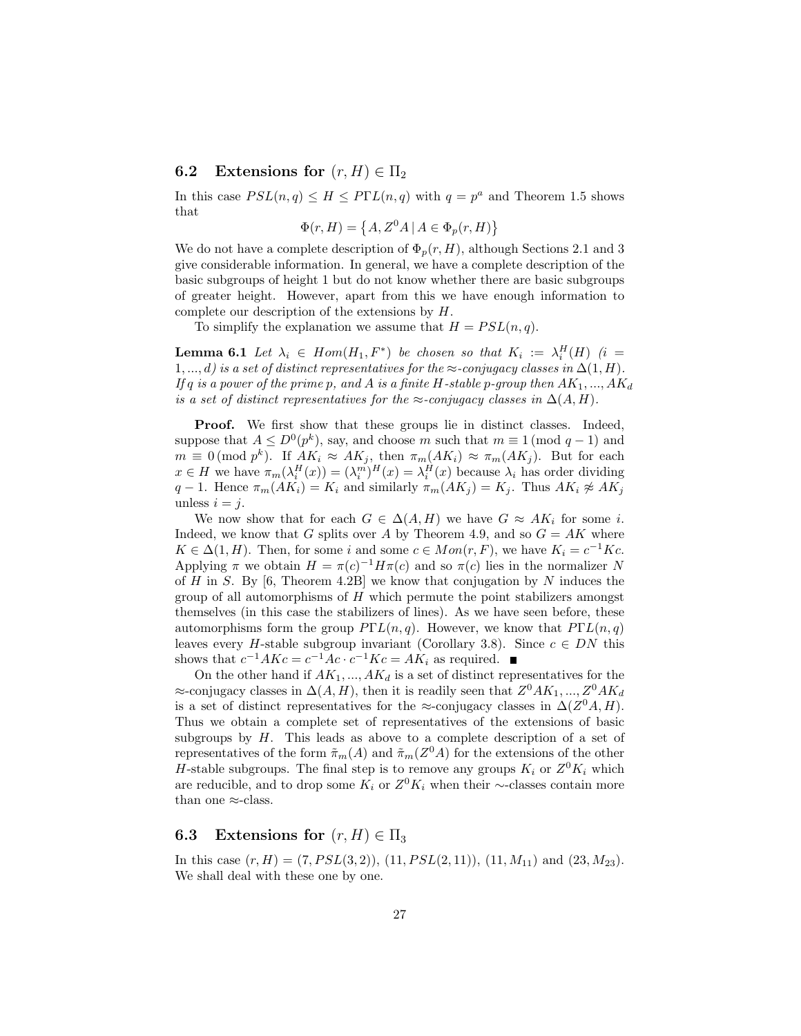## 6.2 Extensions for $(r, H) \in \Pi_2$

In this case $PSL(n, q) \leq H \leq P\Gamma L(n, q)$ with $q = p^a$ and Theorem 1.5 shows that

$$\Phi(r, H) = \{A, Z^0 A \mid A \in \Phi_p(r, H)\}$$

We do not have a complete description of $\Phi_p(r, H)$, although Sections 2.1 and 3 give considerable information. In general, we have a complete description of the basic subgroups of height 1 but do not know whether there are basic subgroups of greater height. However, apart from this we have enough information to complete our description of the extensions by $H$.

To simplify the explanation we assume that $H = PSL(n, q)$.

**Lemma 6.1** *Let $\lambda_i \in Hom(H_1, F^*)$ be chosen so that $K_i := \lambda_i^H(H)$ $(i = 1, ..., d)$ is a set of distinct representatives for the $\approx$-conjugacy classes in $\Delta(1, H)$. If $q$ is a power of the prime $p$, and $A$ is a finite $H$-stable $p$-group then $AK_1, ..., AK_d$ is a set of distinct representatives for the $\approx$-conjugacy classes in $\Delta(A, H)$.*

**Proof.** We first show that these groups lie in distinct classes. Indeed, suppose that $A \leq D^0(p^k)$, say, and choose $m$ such that $m \equiv 1 \pmod{q-1}$ and $m \equiv 0 \pmod{p^k}$. If $AK_i \approx AK_j$, then $\pi_m(AK_i) \approx \pi_m(AK_j)$. But for each $x \in H$ we have $\pi_m(\lambda_i^H(x)) = (\lambda_i^m)^H(x) = \lambda_i^H(x)$ because $\lambda_i$ has order dividing $q - 1$. Hence $\pi_m(AK_i) = K_i$ and similarly $\pi_m(AK_j) = K_j$. Thus $AK_i \not\approx AK_j$ unless $i = j$.

We now show that for each $G \in \Delta(A, H)$ we have $G \approx AK_i$ for some $i$. Indeed, we know that $G$ splits over $A$ by Theorem 4.9, and so $G = AK$ where $K \in \Delta(1, H)$. Then, for some $i$ and some $c \in Mon(r, F)$, we have $K_i = c^{-1}Kc$. Applying $\pi$ we obtain $H = \pi(c)^{-1}H\pi(c)$ and so $\pi(c)$ lies in the normalizer $N$ of $H$ in $S$. By [6, Theorem 4.2B] we know that conjugation by $N$ induces the group of all automorphisms of $H$ which permute the point stabilizers amongst themselves (in this case the stabilizers of lines). As we have seen before, these automorphisms form the group $P\Gamma L(n, q)$. However, we know that $P\Gamma L(n, q)$ leaves every $H$-stable subgroup invariant (Corollary 3.8). Since $c \in DN$ this shows that $c^{-1}AKc = c^{-1}Ac \cdot c^{-1}Kc = AK_i$ as required. ∎

On the other hand if $AK_1, ..., AK_d$ is a set of distinct representatives for the $\approx$-conjugacy classes in $\Delta(A, H)$, then it is readily seen that $Z^0AK_1, ..., Z^0AK_d$ is a set of distinct representatives for the $\approx$-conjugacy classes in $\Delta(Z^0A, H)$. Thus we obtain a complete set of representatives of the extensions of basic subgroups by $H$. This leads as above to a complete description of a set of representatives of the form $\tilde{\pi}_m(A)$ and $\tilde{\pi}_m(Z^0A)$ for the extensions of the other $H$-stable subgroups. The final step is to remove any groups $K_i$ or $Z^0K_i$ which are reducible, and to drop some $K_i$ or $Z^0K_i$ when their $\sim$-classes contain more than one $\approx$-class.

## 6.3 Extensions for $(r, H) \in \Pi_3$

In this case $(r, H) = (7, PSL(3, 2))$, $(11, PSL(2, 11))$, $(11, M_{11})$ and $(23, M_{23})$. We shall deal with these one by one.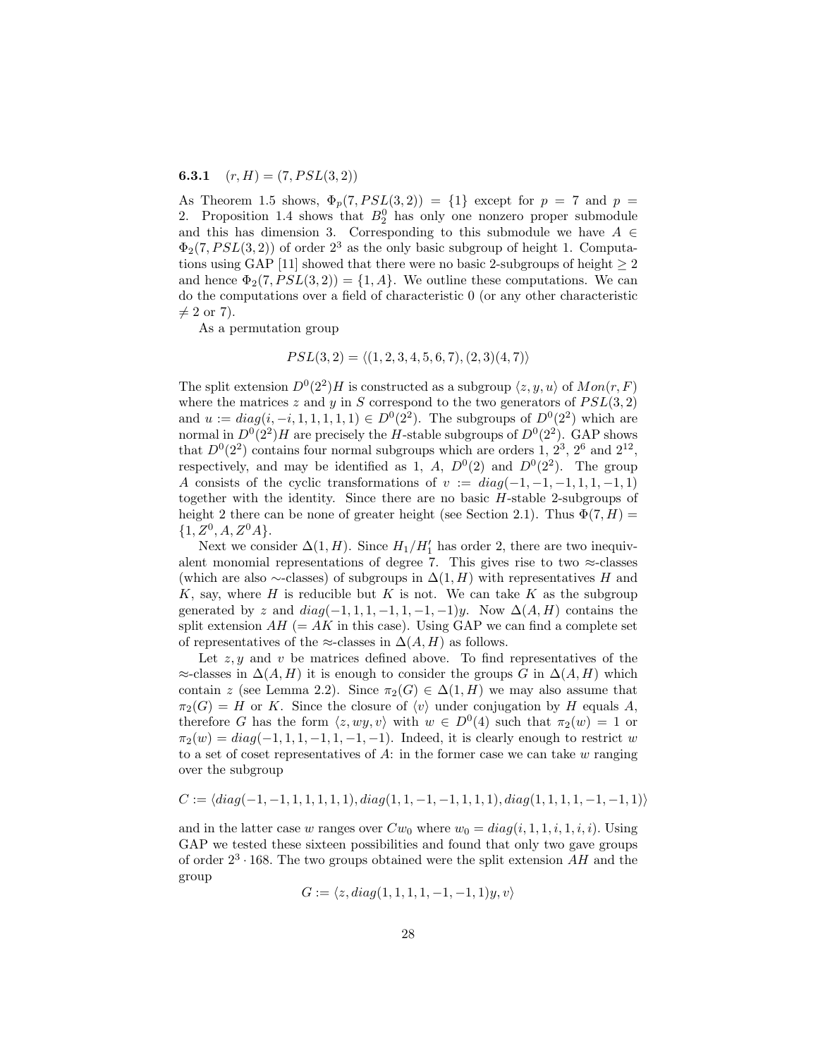### 6.3.1 $(r, H) = (7, PSL(3,2))$

As Theorem 1.5 shows, $\Phi_p(7, PSL(3,2)) = \{1\}$ except for $p = 7$ and $p = 2$. Proposition 1.4 shows that $B_2^0$ has only one nonzero proper submodule and this has dimension 3. Corresponding to this submodule we have $A \in \Phi_2(7, PSL(3,2))$ of order $2^3$ as the only basic subgroup of height 1. Computations using GAP [11] showed that there were no basic 2-subgroups of height $\geq 2$ and hence $\Phi_2(7, PSL(3,2)) = \{1, A\}$. We outline these computations. We can do the computations over a field of characteristic 0 (or any other characteristic $\neq 2$ or 7).

As a permutation group

$$PSL(3,2) = \langle (1,2,3,4,5,6,7), (2,3)(4,7) \rangle$$

The split extension $D^0(2^2)H$ is constructed as a subgroup $\langle z, y, u \rangle$ of $Mon(r, F)$ where the matrices $z$ and $y$ in $S$ correspond to the two generators of $PSL(3,2)$ and $u := diag(i, -i, 1, 1, 1, 1, 1) \in D^0(2^2)$. The subgroups of $D^0(2^2)$ which are normal in $D^0(2^2)H$ are precisely the $H$-stable subgroups of $D^0(2^2)$. GAP shows that $D^0(2^2)$ contains four normal subgroups which are orders 1, $2^3$, $2^6$ and $2^{12}$, respectively, and may be identified as 1, $A$, $D^0(2)$ and $D^0(2^2)$. The group $A$ consists of the cyclic transformations of $v := diag(-1, -1, -1, 1, 1, -1, 1)$ together with the identity. Since there are no basic $H$-stable 2-subgroups of height 2 there can be none of greater height (see Section 2.1). Thus $\Phi(7, H) = \{1, Z^0, A, Z^0 A\}$.

Next we consider $\Delta(1, H)$. Since $H_1/H_1'$ has order 2, there are two inequivalent monomial representations of degree 7. This gives rise to two $\approx$-classes (which are also $\sim$-classes) of subgroups in $\Delta(1, H)$ with representatives $H$ and $K$, say, where $H$ is reducible but $K$ is not. We can take $K$ as the subgroup generated by $z$ and $diag(-1, 1, 1, -1, 1, -1, -1)y$. Now $\Delta(A, H)$ contains the split extension $AH$ ($= AK$ in this case). Using GAP we can find a complete set of representatives of the $\approx$-classes in $\Delta(A, H)$ as follows.

Let $z, y$ and $v$ be matrices defined above. To find representatives of the $\approx$-classes in $\Delta(A, H)$ it is enough to consider the groups $G$ in $\Delta(A, H)$ which contain $z$ (see Lemma 2.2). Since $\pi_2(G) \in \Delta(1, H)$ we may also assume that $\pi_2(G) = H$ or $K$. Since the closure of $\langle v \rangle$ under conjugation by $H$ equals $A$, therefore $G$ has the form $\langle z, wy, v \rangle$ with $w \in D^0(4)$ such that $\pi_2(w) = 1$ or $\pi_2(w) = diag(-1, 1, 1, -1, 1, -1, -1)$. Indeed, it is clearly enough to restrict $w$ to a set of coset representatives of $A$: in the former case we can take $w$ ranging over the subgroup

$$C := \langle diag(-1, -1, 1, 1, 1, 1, 1), diag(1, 1, -1, -1, 1, 1, 1), diag(1, 1, 1, 1, -1, -1, 1) \rangle$$

and in the latter case $w$ ranges over $Cw_0$ where $w_0 = diag(i, 1, 1, i, 1, i, i)$. Using GAP we tested these sixteen possibilities and found that only two gave groups of order $2^3 \cdot 168$. The two groups obtained were the split extension $AH$ and the group

$$G := \langle z, diag(1, 1, 1, 1, -1, -1, 1)y, v \rangle$$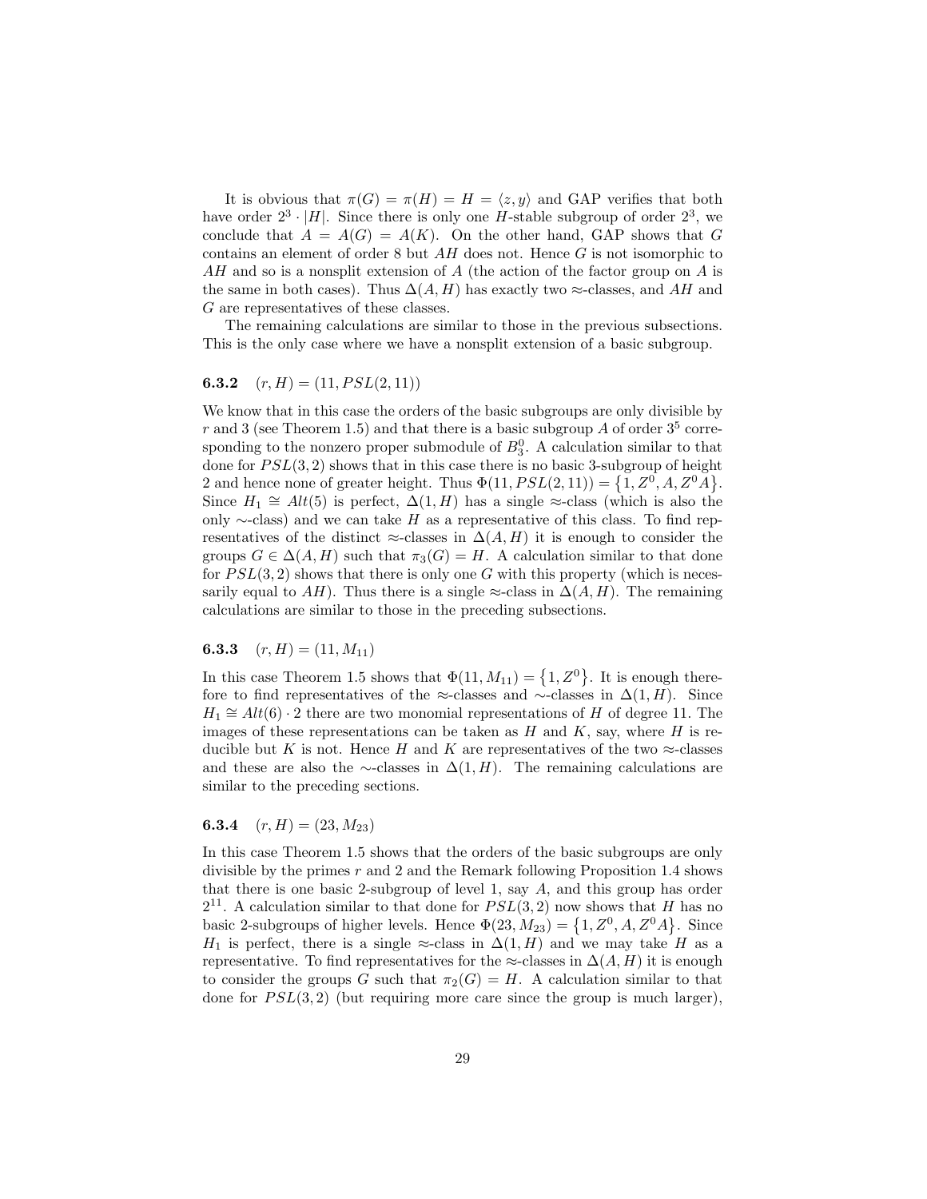It is obvious that $\pi(G) = \pi(H) = H = \langle z, y \rangle$ and GAP verifies that both have order $2^3 \cdot |H|$. Since there is only one $H$-stable subgroup of order $2^3$, we conclude that $A = A(G) = A(K)$. On the other hand, GAP shows that $G$ contains an element of order 8 but $AH$ does not. Hence $G$ is not isomorphic to $AH$ and so is a nonsplit extension of $A$ (the action of the factor group on $A$ is the same in both cases). Thus $\Delta(A, H)$ has exactly two $\approx$-classes, and $AH$ and $G$ are representatives of these classes.

The remaining calculations are similar to those in the previous subsections. This is the only case where we have a nonsplit extension of a basic subgroup.

### 6.3.2 $(r, H) = (11, PSL(2, 11))$

We know that in this case the orders of the basic subgroups are only divisible by $r$ and 3 (see Theorem 1.5) and that there is a basic subgroup $A$ of order $3^5$ corresponding to the nonzero proper submodule of $B_3^0$. A calculation similar to that done for $PSL(3, 2)$ shows that in this case there is no basic 3-subgroup of height 2 and hence none of greater height. Thus $\Phi(11, PSL(2, 11)) = \{1, Z^0, A, Z^0 A\}$. Since $H_1 \cong Alt(5)$ is perfect, $\Delta(1, H)$ has a single $\approx$-class (which is also the only $\sim$-class) and we can take $H$ as a representative of this class. To find representatives of the distinct $\approx$-classes in $\Delta(A, H)$ it is enough to consider the groups $G \in \Delta(A, H)$ such that $\pi_3(G) = H$. A calculation similar to that done for $PSL(3, 2)$ shows that there is only one $G$ with this property (which is necessarily equal to $AH$). Thus there is a single $\approx$-class in $\Delta(A, H)$. The remaining calculations are similar to those in the preceding subsections.

### 6.3.3 $(r, H) = (11, M_{11})$

In this case Theorem 1.5 shows that $\Phi(11, M_{11}) = \{1, Z^0\}$. It is enough therefore to find representatives of the $\approx$-classes and $\sim$-classes in $\Delta(1, H)$. Since $H_1 \cong Alt(6) \cdot 2$ there are two monomial representations of $H$ of degree 11. The images of these representations can be taken as $H$ and $K$, say, where $H$ is reducible but $K$ is not. Hence $H$ and $K$ are representatives of the two $\approx$-classes and these are also the $\sim$-classes in $\Delta(1, H)$. The remaining calculations are similar to the preceding sections.

### 6.3.4 $(r, H) = (23, M_{23})$

In this case Theorem 1.5 shows that the orders of the basic subgroups are only divisible by the primes $r$ and 2 and the Remark following Proposition 1.4 shows that there is one basic 2-subgroup of level 1, say $A$, and this group has order $2^{11}$. A calculation similar to that done for $PSL(3, 2)$ now shows that $H$ has no basic 2-subgroups of higher levels. Hence $\Phi(23, M_{23}) = \{1, Z^0, A, Z^0 A\}$. Since $H_1$ is perfect, there is a single $\approx$-class in $\Delta(1, H)$ and we may take $H$ as a representative. To find representatives for the $\approx$-classes in $\Delta(A, H)$ it is enough to consider the groups $G$ such that $\pi_2(G) = H$. A calculation similar to that done for $PSL(3, 2)$ (but requiring more care since the group is much larger),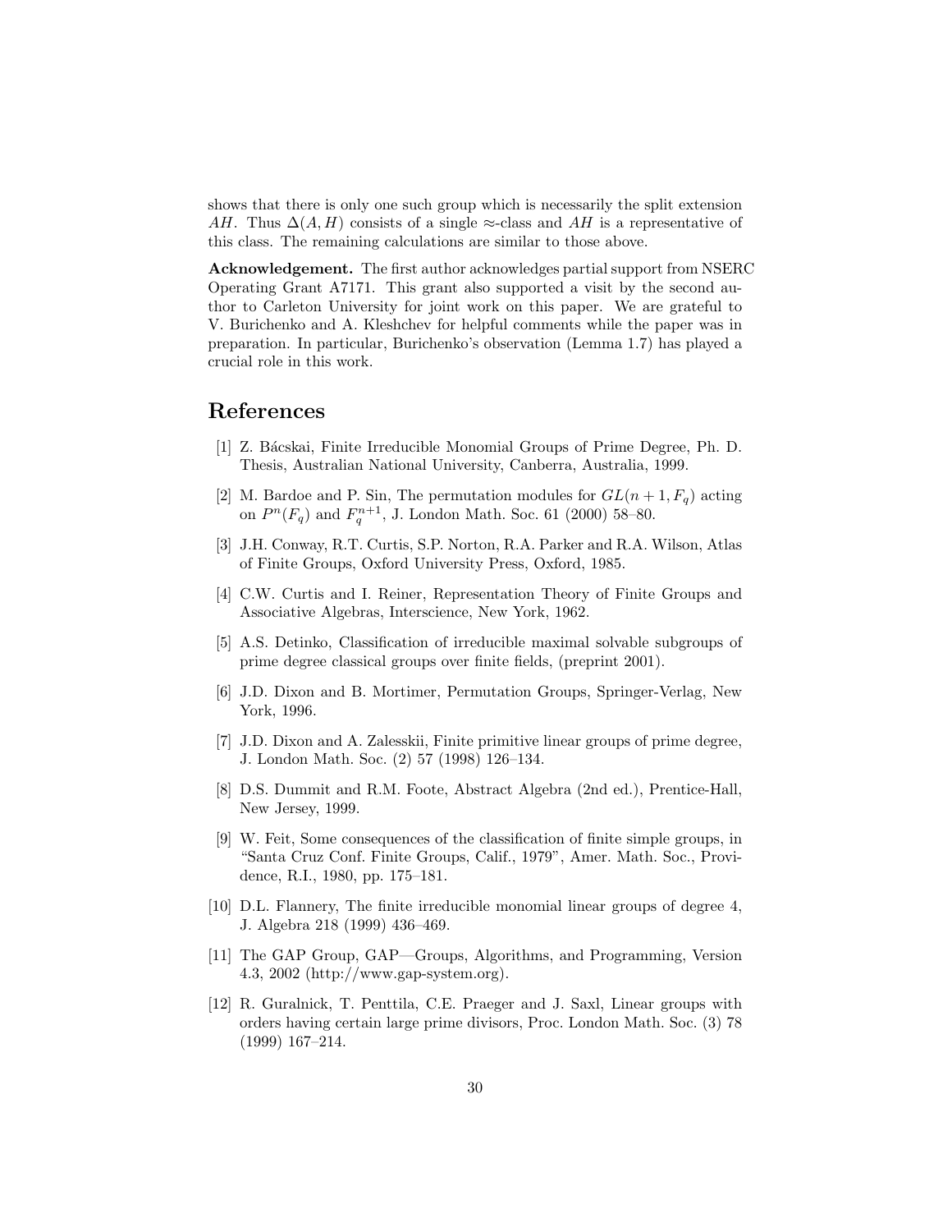shows that there is only one such group which is necessarily the split extension $AH$. Thus $\Delta(A, H)$ consists of a single $\approx$-class and $AH$ is a representative of this class. The remaining calculations are similar to those above.

**Acknowledgement.** The first author acknowledges partial support from NSERC Operating Grant A7171. This grant also supported a visit by the second author to Carleton University for joint work on this paper. We are grateful to V. Burichenko and A. Kleshchev for helpful comments while the paper was in preparation. In particular, Burichenko's observation (Lemma 1.7) has played a crucial role in this work.

# References

[1] Z. Bácskai, Finite Irreducible Monomial Groups of Prime Degree, Ph. D. Thesis, Australian National University, Canberra, Australia, 1999.

[2] M. Bardoe and P. Sin, The permutation modules for $GL(n+1, F_q)$ acting on $P^n(F_q)$ and $F_q^{n+1}$, J. London Math. Soc. 61 (2000) 58–80.

[3] J.H. Conway, R.T. Curtis, S.P. Norton, R.A. Parker and R.A. Wilson, Atlas of Finite Groups, Oxford University Press, Oxford, 1985.

[4] C.W. Curtis and I. Reiner, Representation Theory of Finite Groups and Associative Algebras, Interscience, New York, 1962.

[5] A.S. Detinko, Classification of irreducible maximal solvable subgroups of prime degree classical groups over finite fields, (preprint 2001).

[6] J.D. Dixon and B. Mortimer, Permutation Groups, Springer-Verlag, New York, 1996.

[7] J.D. Dixon and A. Zalesskii, Finite primitive linear groups of prime degree, J. London Math. Soc. (2) 57 (1998) 126–134.

[8] D.S. Dummit and R.M. Foote, Abstract Algebra (2nd ed.), Prentice-Hall, New Jersey, 1999.

[9] W. Feit, Some consequences of the classification of finite simple groups, in "Santa Cruz Conf. Finite Groups, Calif., 1979", Amer. Math. Soc., Providence, R.I., 1980, pp. 175–181.

[10] D.L. Flannery, The finite irreducible monomial linear groups of degree 4, J. Algebra 218 (1999) 436–469.

[11] The GAP Group, GAP—Groups, Algorithms, and Programming, Version 4.3, 2002 (http://www.gap-system.org).

[12] R. Guralnick, T. Penttila, C.E. Praeger and J. Saxl, Linear groups with orders having certain large prime divisors, Proc. London Math. Soc. (3) 78 (1999) 167–214.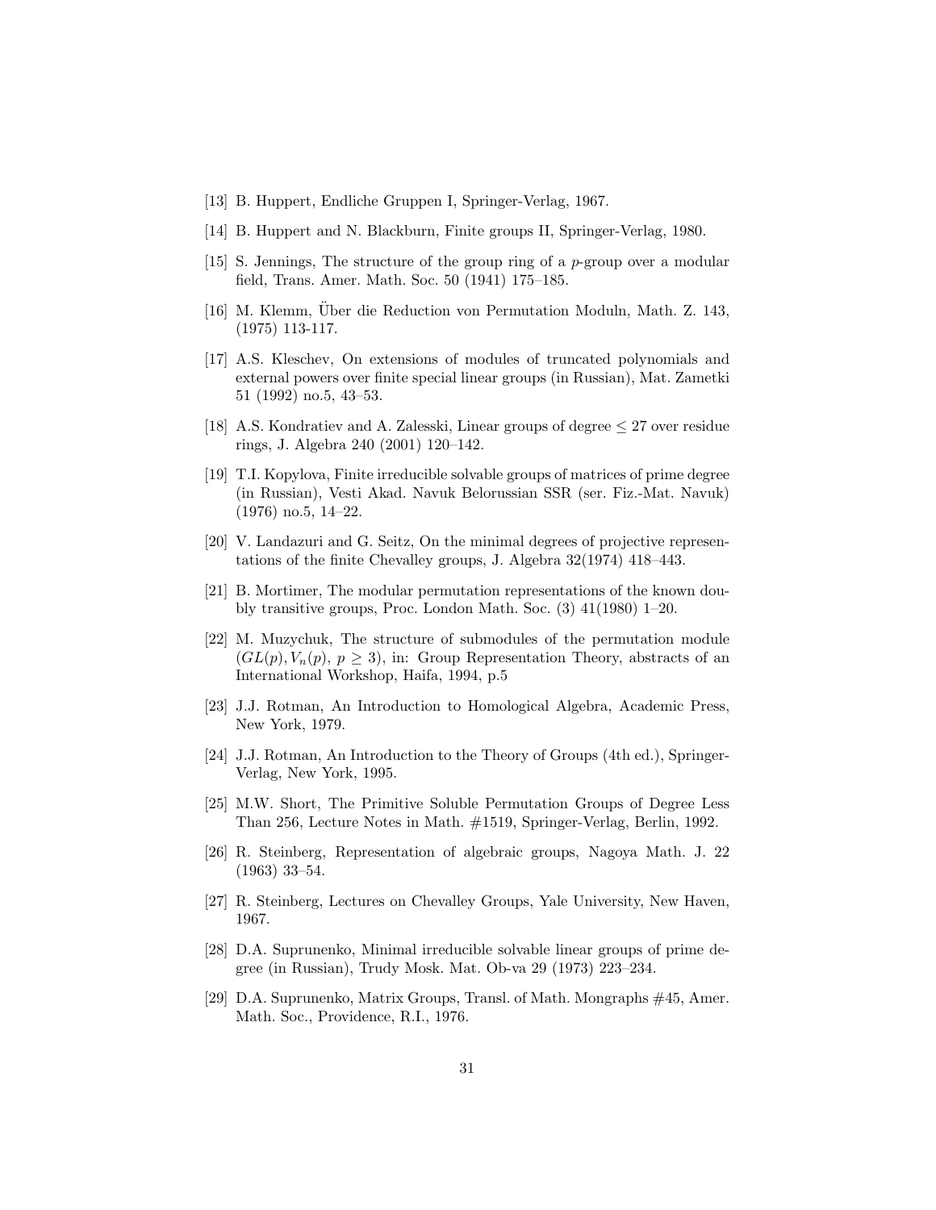[13] B. Huppert, Endliche Gruppen I, Springer-Verlag, 1967.

[14] B. Huppert and N. Blackburn, Finite groups II, Springer-Verlag, 1980.

[15] S. Jennings, The structure of the group ring of a $p$-group over a modular field, Trans. Amer. Math. Soc. 50 (1941) 175–185.

[16] M. Klemm, Über die Reduction von Permutation Moduln, Math. Z. 143, (1975) 113-117.

[17] A.S. Kleschev, On extensions of modules of truncated polynomials and external powers over finite special linear groups (in Russian), Mat. Zametki 51 (1992) no.5, 43–53.

[18] A.S. Kondratiev and A. Zalesski, Linear groups of degree $\leq 27$ over residue rings, J. Algebra 240 (2001) 120–142.

[19] T.I. Kopylova, Finite irreducible solvable groups of matrices of prime degree (in Russian), Vesti Akad. Navuk Belorussian SSR (ser. Fiz.-Mat. Navuk) (1976) no.5, 14–22.

[20] V. Landazuri and G. Seitz, On the minimal degrees of projective representations of the finite Chevalley groups, J. Algebra 32(1974) 418–443.

[21] B. Mortimer, The modular permutation representations of the known doubly transitive groups, Proc. London Math. Soc. (3) 41(1980) 1–20.

[22] M. Muzychuk, The structure of submodules of the permutation module $(GL(p), V_n(p),\ p \geq 3)$, in: Group Representation Theory, abstracts of an International Workshop, Haifa, 1994, p.5

[23] J.J. Rotman, An Introduction to Homological Algebra, Academic Press, New York, 1979.

[24] J.J. Rotman, An Introduction to the Theory of Groups (4th ed.), Springer-Verlag, New York, 1995.

[25] M.W. Short, The Primitive Soluble Permutation Groups of Degree Less Than 256, Lecture Notes in Math. #1519, Springer-Verlag, Berlin, 1992.

[26] R. Steinberg, Representation of algebraic groups, Nagoya Math. J. 22 (1963) 33–54.

[27] R. Steinberg, Lectures on Chevalley Groups, Yale University, New Haven, 1967.

[28] D.A. Suprunenko, Minimal irreducible solvable linear groups of prime degree (in Russian), Trudy Mosk. Mat. Ob-va 29 (1973) 223–234.

[29] D.A. Suprunenko, Matrix Groups, Transl. of Math. Mongraphs #45, Amer. Math. Soc., Providence, R.I., 1976.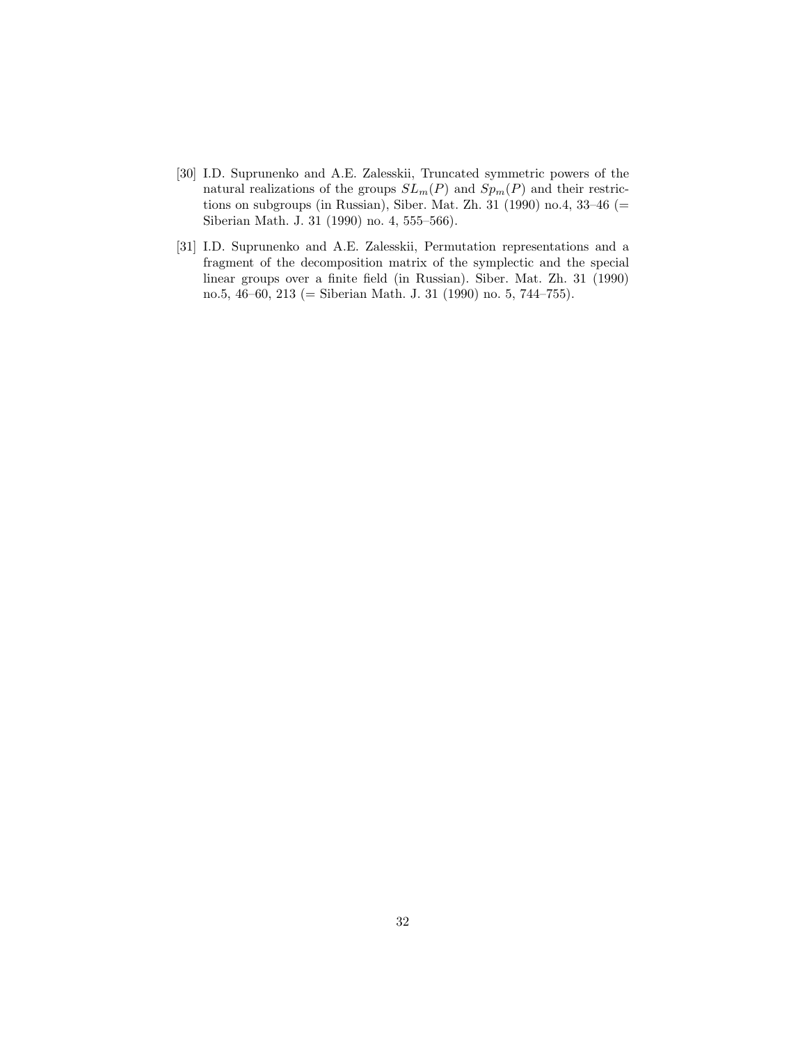[30] I.D. Suprunenko and A.E. Zalesskii, Truncated symmetric powers of the natural realizations of the groups $SL_m(P)$ and $Sp_m(P)$ and their restrictions on subgroups (in Russian), Siber. Mat. Zh. 31 (1990) no.4, 33–46 (= Siberian Math. J. 31 (1990) no. 4, 555–566).

[31] I.D. Suprunenko and A.E. Zalesskii, Permutation representations and a fragment of the decomposition matrix of the symplectic and the special linear groups over a finite field (in Russian). Siber. Mat. Zh. 31 (1990) no.5, 46–60, 213 (= Siberian Math. J. 31 (1990) no. 5, 744–755).